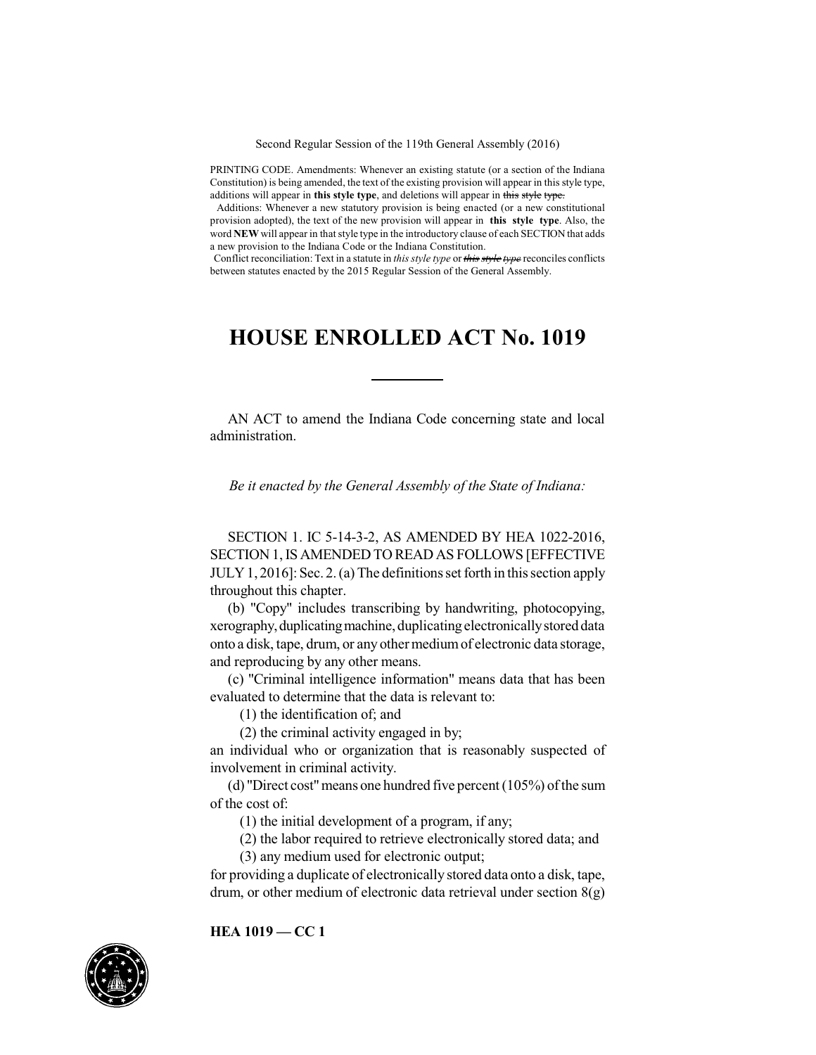Second Regular Session of the 119th General Assembly (2016)

PRINTING CODE. Amendments: Whenever an existing statute (or a section of the Indiana Constitution) is being amended, the text of the existing provision will appear in this style type, additions will appear in **this style type**, and deletions will appear in ~~this style type.~~

Additions: Whenever a new statutory provision is being enacted (or a new constitutional provision adopted), the text of the new provision will appear in **this style type**. Also, the word **NEW** will appear in that style type in the introductory clause of each SECTION that adds a new provision to the Indiana Code or the Indiana Constitution.

Conflict reconciliation: Text in a statute in *this style type* or ~~*this style type*~~ reconciles conflicts between statutes enacted by the 2015 Regular Session of the General Assembly.

# HOUSE ENROLLED ACT No. 1019

AN ACT to amend the Indiana Code concerning state and local administration.

*Be it enacted by the General Assembly of the State of Indiana:*

SECTION 1. IC 5-14-3-2, AS AMENDED BY HEA 1022-2016, SECTION 1, IS AMENDED TO READ AS FOLLOWS [EFFECTIVE JULY 1, 2016]: Sec. 2. (a) The definitions set forth in this section apply throughout this chapter.

(b) "Copy" includes transcribing by handwriting, photocopying, xerography, duplicating machine, duplicating electronically stored data onto a disk, tape, drum, or any other medium of electronic data storage, and reproducing by any other means.

(c) "Criminal intelligence information" means data that has been evaluated to determine that the data is relevant to:

(1) the identification of; and

(2) the criminal activity engaged in by;

an individual who or organization that is reasonably suspected of involvement in criminal activity.

(d) "Direct cost" means one hundred five percent (105%) of the sum of the cost of:

(1) the initial development of a program, if any;

(2) the labor required to retrieve electronically stored data; and

(3) any medium used for electronic output;

for providing a duplicate of electronically stored data onto a disk, tape, drum, or other medium of electronic data retrieval under section 8(g)

HEA 1019 — CC 1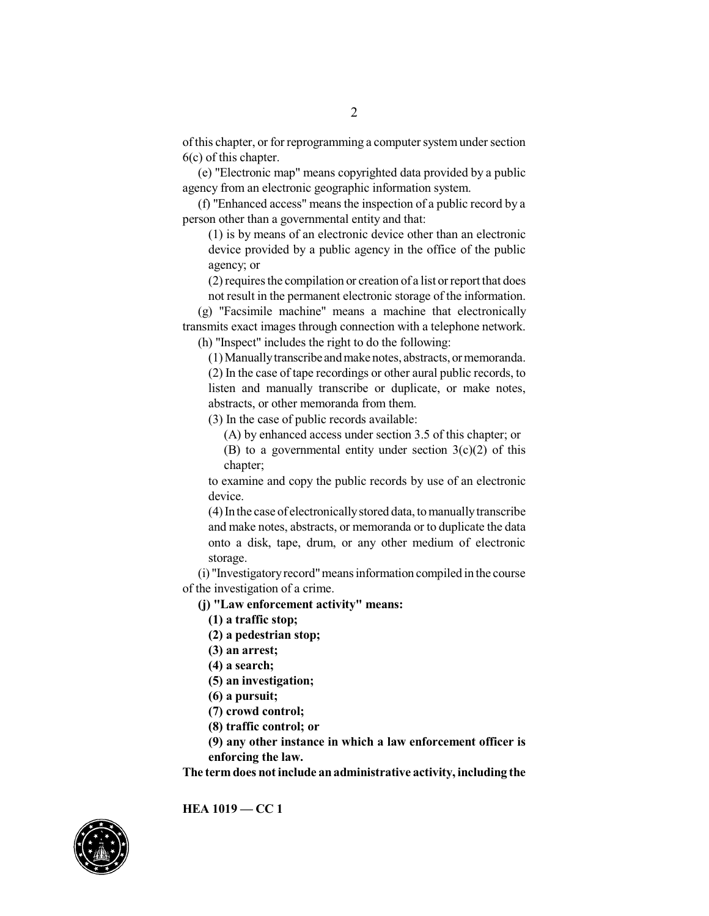of this chapter, or for reprogramming a computer system under section 6(c) of this chapter.

(e) "Electronic map" means copyrighted data provided by a public agency from an electronic geographic information system.

(f) "Enhanced access" means the inspection of a public record by a person other than a governmental entity and that:

(1) is by means of an electronic device other than an electronic device provided by a public agency in the office of the public agency; or

(2) requires the compilation or creation of a list or report that does not result in the permanent electronic storage of the information.

(g) "Facsimile machine" means a machine that electronically transmits exact images through connection with a telephone network.

(h) "Inspect" includes the right to do the following:

(1) Manually transcribe and make notes, abstracts, or memoranda.

(2) In the case of tape recordings or other aural public records, to listen and manually transcribe or duplicate, or make notes, abstracts, or other memoranda from them.

(3) In the case of public records available:

(A) by enhanced access under section 3.5 of this chapter; or

(B) to a governmental entity under section 3(c)(2) of this chapter;

to examine and copy the public records by use of an electronic device.

(4) In the case of electronically stored data, to manually transcribe and make notes, abstracts, or memoranda or to duplicate the data onto a disk, tape, drum, or any other medium of electronic storage.

(i) "Investigatory record" means information compiled in the course of the investigation of a crime.

**(j) "Law enforcement activity" means:**

**(1) a traffic stop;**

**(2) a pedestrian stop;**

**(3) an arrest;**

**(4) a search;**

**(5) an investigation;**

**(6) a pursuit;**

**(7) crowd control;**

**(8) traffic control; or**

**(9) any other instance in which a law enforcement officer is enforcing the law.**

**The term does not include an administrative activity, including the**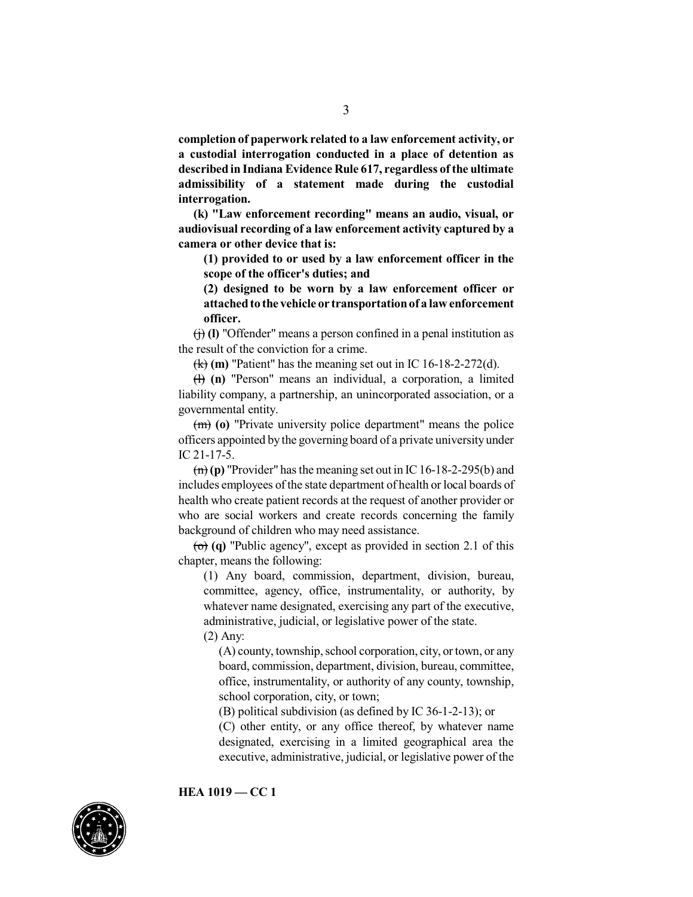**completion of paperwork related to a law enforcement activity, or a custodial interrogation conducted in a place of detention as described in Indiana Evidence Rule 617, regardless of the ultimate admissibility of a statement made during the custodial interrogation.**

**(k) "Law enforcement recording" means an audio, visual, or audiovisual recording of a law enforcement activity captured by a camera or other device that is:**

**(1) provided to or used by a law enforcement officer in the scope of the officer's duties; and**

**(2) designed to be worn by a law enforcement officer or attached to the vehicle or transportation of a law enforcement officer.**

~~(j)~~ **(l)** "Offender" means a person confined in a penal institution as the result of the conviction for a crime.

~~(k)~~ **(m)** "Patient" has the meaning set out in IC 16-18-2-272(d).

~~(l)~~ **(n)** "Person" means an individual, a corporation, a limited liability company, a partnership, an unincorporated association, or a governmental entity.

~~(m)~~ **(o)** "Private university police department" means the police officers appointed by the governing board of a private university under IC 21-17-5.

~~(n)~~ **(p)** "Provider" has the meaning set out in IC 16-18-2-295(b) and includes employees of the state department of health or local boards of health who create patient records at the request of another provider or who are social workers and create records concerning the family background of children who may need assistance.

~~(o)~~ **(q)** "Public agency", except as provided in section 2.1 of this chapter, means the following:

(1) Any board, commission, department, division, bureau, committee, agency, office, instrumentality, or authority, by whatever name designated, exercising any part of the executive, administrative, judicial, or legislative power of the state.

(2) Any:

(A) county, township, school corporation, city, or town, or any board, commission, department, division, bureau, committee, office, instrumentality, or authority of any county, township, school corporation, city, or town;

(B) political subdivision (as defined by IC 36-1-2-13); or

(C) other entity, or any office thereof, by whatever name designated, exercising in a limited geographical area the executive, administrative, judicial, or legislative power of the

HEA 1019 — CC 1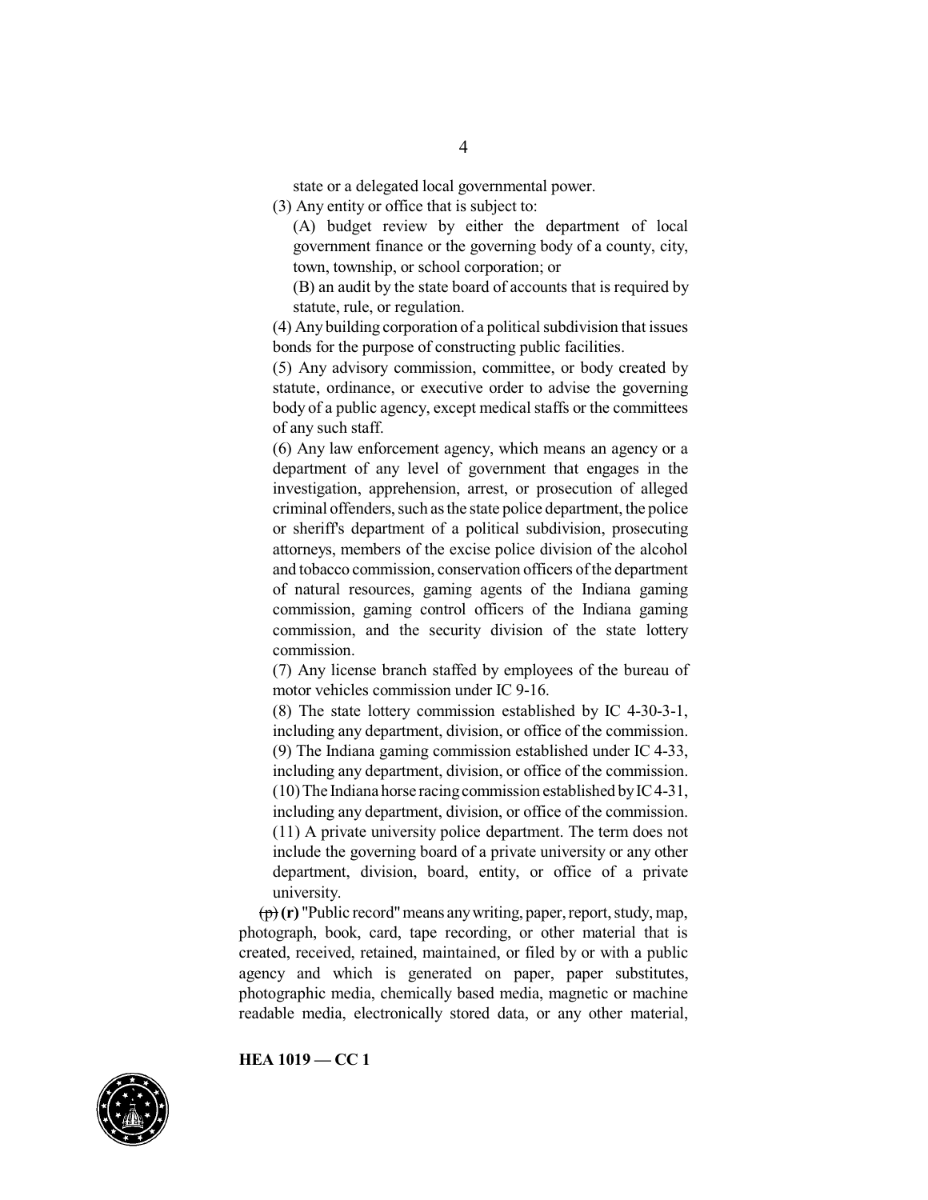state or a delegated local governmental power.

(3) Any entity or office that is subject to:

(A) budget review by either the department of local government finance or the governing body of a county, city, town, township, or school corporation; or

(B) an audit by the state board of accounts that is required by statute, rule, or regulation.

(4) Any building corporation of a political subdivision that issues bonds for the purpose of constructing public facilities.

(5) Any advisory commission, committee, or body created by statute, ordinance, or executive order to advise the governing body of a public agency, except medical staffs or the committees of any such staff.

(6) Any law enforcement agency, which means an agency or a department of any level of government that engages in the investigation, apprehension, arrest, or prosecution of alleged criminal offenders, such as the state police department, the police or sheriff's department of a political subdivision, prosecuting attorneys, members of the excise police division of the alcohol and tobacco commission, conservation officers of the department of natural resources, gaming agents of the Indiana gaming commission, gaming control officers of the Indiana gaming commission, and the security division of the state lottery commission.

(7) Any license branch staffed by employees of the bureau of motor vehicles commission under IC 9-16.

(8) The state lottery commission established by IC 4-30-3-1, including any department, division, or office of the commission.

(9) The Indiana gaming commission established under IC 4-33, including any department, division, or office of the commission.

(10) The Indiana horse racing commission established by IC 4-31, including any department, division, or office of the commission.

(11) A private university police department. The term does not include the governing board of a private university or any other department, division, board, entity, or office of a private university.

~~(p)~~ **(r)** "Public record" means any writing, paper, report, study, map, photograph, book, card, tape recording, or other material that is created, received, retained, maintained, or filed by or with a public agency and which is generated on paper, paper substitutes, photographic media, chemically based media, magnetic or machine readable media, electronically stored data, or any other material,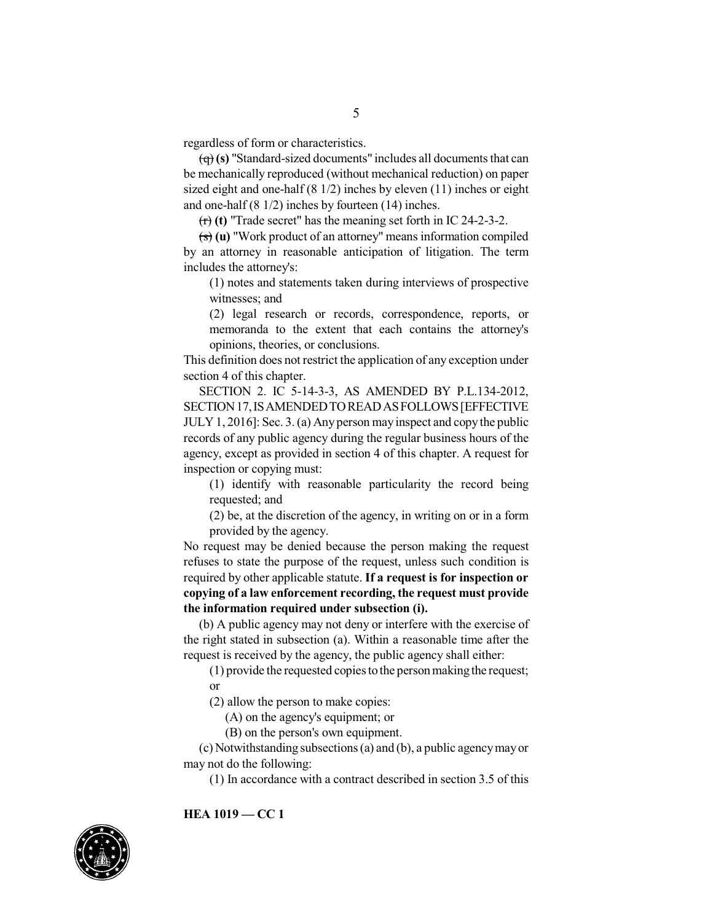regardless of form or characteristics.

~~(q)~~ **(s)** "Standard-sized documents" includes all documents that can be mechanically reproduced (without mechanical reduction) on paper sized eight and one-half (8 1/2) inches by eleven (11) inches or eight and one-half (8 1/2) inches by fourteen (14) inches.

~~(r)~~ **(t)** "Trade secret" has the meaning set forth in IC 24-2-3-2.

~~(s)~~ **(u)** "Work product of an attorney" means information compiled by an attorney in reasonable anticipation of litigation. The term includes the attorney's:

(1) notes and statements taken during interviews of prospective witnesses; and

(2) legal research or records, correspondence, reports, or memoranda to the extent that each contains the attorney's opinions, theories, or conclusions.

This definition does not restrict the application of any exception under section 4 of this chapter.

SECTION 2. IC 5-14-3-3, AS AMENDED BY P.L.134-2012, SECTION 17, IS AMENDED TO READ AS FOLLOWS [EFFECTIVE JULY 1, 2016]: Sec. 3. (a) Any person may inspect and copy the public records of any public agency during the regular business hours of the agency, except as provided in section 4 of this chapter. A request for inspection or copying must:

(1) identify with reasonable particularity the record being requested; and

(2) be, at the discretion of the agency, in writing on or in a form provided by the agency.

No request may be denied because the person making the request refuses to state the purpose of the request, unless such condition is required by other applicable statute. **If a request is for inspection or copying of a law enforcement recording, the request must provide the information required under subsection (i).**

(b) A public agency may not deny or interfere with the exercise of the right stated in subsection (a). Within a reasonable time after the request is received by the agency, the public agency shall either:

(1) provide the requested copies to the person making the request; or

(2) allow the person to make copies:

(A) on the agency's equipment; or

(B) on the person's own equipment.

(c) Notwithstanding subsections (a) and (b), a public agency may or may not do the following:

(1) In accordance with a contract described in section 3.5 of this

**HEA 1019 — CC 1**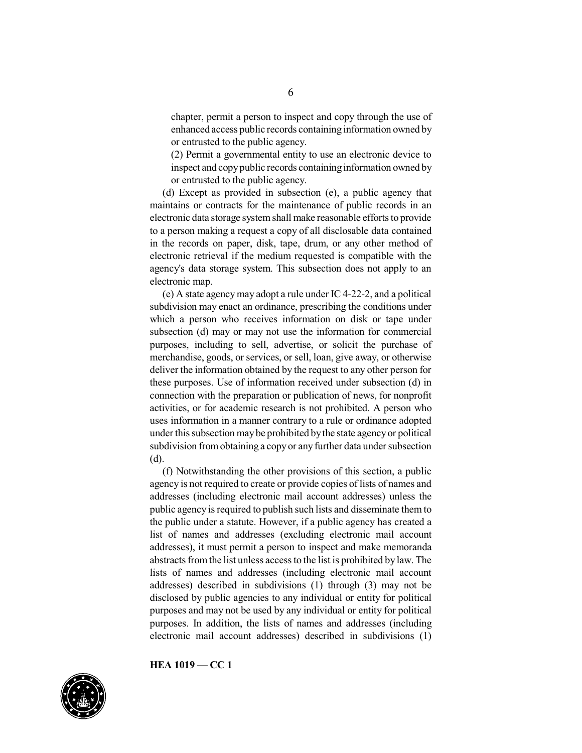chapter, permit a person to inspect and copy through the use of enhanced access public records containing information owned by or entrusted to the public agency.

(2) Permit a governmental entity to use an electronic device to inspect and copy public records containing information owned by or entrusted to the public agency.

(d) Except as provided in subsection (e), a public agency that maintains or contracts for the maintenance of public records in an electronic data storage system shall make reasonable efforts to provide to a person making a request a copy of all disclosable data contained in the records on paper, disk, tape, drum, or any other method of electronic retrieval if the medium requested is compatible with the agency's data storage system. This subsection does not apply to an electronic map.

(e) A state agency may adopt a rule under IC 4-22-2, and a political subdivision may enact an ordinance, prescribing the conditions under which a person who receives information on disk or tape under subsection (d) may or may not use the information for commercial purposes, including to sell, advertise, or solicit the purchase of merchandise, goods, or services, or sell, loan, give away, or otherwise deliver the information obtained by the request to any other person for these purposes. Use of information received under subsection (d) in connection with the preparation or publication of news, for nonprofit activities, or for academic research is not prohibited. A person who uses information in a manner contrary to a rule or ordinance adopted under this subsection may be prohibited by the state agency or political subdivision from obtaining a copy or any further data under subsection (d).

(f) Notwithstanding the other provisions of this section, a public agency is not required to create or provide copies of lists of names and addresses (including electronic mail account addresses) unless the public agency is required to publish such lists and disseminate them to the public under a statute. However, if a public agency has created a list of names and addresses (excluding electronic mail account addresses), it must permit a person to inspect and make memoranda abstracts from the list unless access to the list is prohibited by law. The lists of names and addresses (including electronic mail account addresses) described in subdivisions (1) through (3) may not be disclosed by public agencies to any individual or entity for political purposes and may not be used by any individual or entity for political purposes. In addition, the lists of names and addresses (including electronic mail account addresses) described in subdivisions (1)

HEA 1019 — CC 1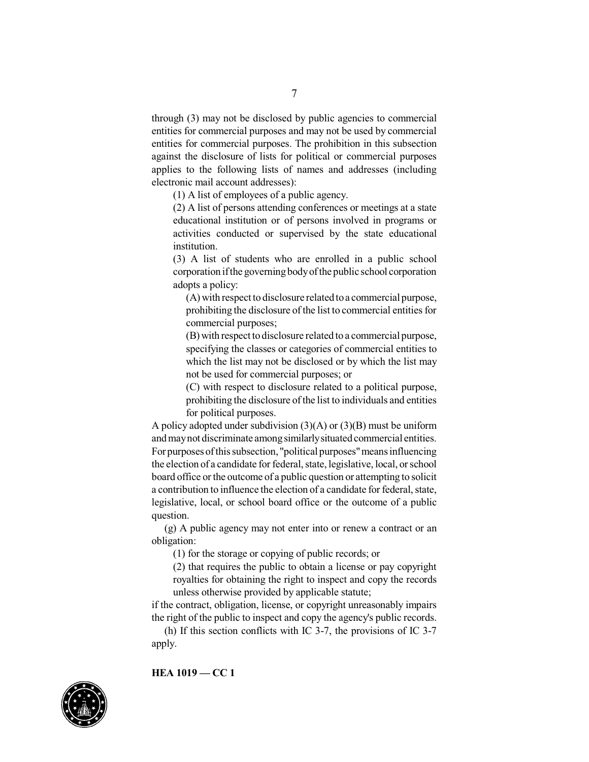through (3) may not be disclosed by public agencies to commercial entities for commercial purposes and may not be used by commercial entities for commercial purposes. The prohibition in this subsection against the disclosure of lists for political or commercial purposes applies to the following lists of names and addresses (including electronic mail account addresses):

(1) A list of employees of a public agency.

(2) A list of persons attending conferences or meetings at a state educational institution or of persons involved in programs or activities conducted or supervised by the state educational institution.

(3) A list of students who are enrolled in a public school corporation if the governing body of the public school corporation adopts a policy:

(A) with respect to disclosure related to a commercial purpose, prohibiting the disclosure of the list to commercial entities for commercial purposes;

(B) with respect to disclosure related to a commercial purpose, specifying the classes or categories of commercial entities to which the list may not be disclosed or by which the list may not be used for commercial purposes; or

(C) with respect to disclosure related to a political purpose, prohibiting the disclosure of the list to individuals and entities for political purposes.

A policy adopted under subdivision (3)(A) or (3)(B) must be uniform and may not discriminate among similarly situated commercial entities. For purposes of this subsection, "political purposes" means influencing the election of a candidate for federal, state, legislative, local, or school board office or the outcome of a public question or attempting to solicit a contribution to influence the election of a candidate for federal, state, legislative, local, or school board office or the outcome of a public question.

(g) A public agency may not enter into or renew a contract or an obligation:

(1) for the storage or copying of public records; or

(2) that requires the public to obtain a license or pay copyright royalties for obtaining the right to inspect and copy the records unless otherwise provided by applicable statute;

if the contract, obligation, license, or copyright unreasonably impairs the right of the public to inspect and copy the agency's public records.

(h) If this section conflicts with IC 3-7, the provisions of IC 3-7 apply.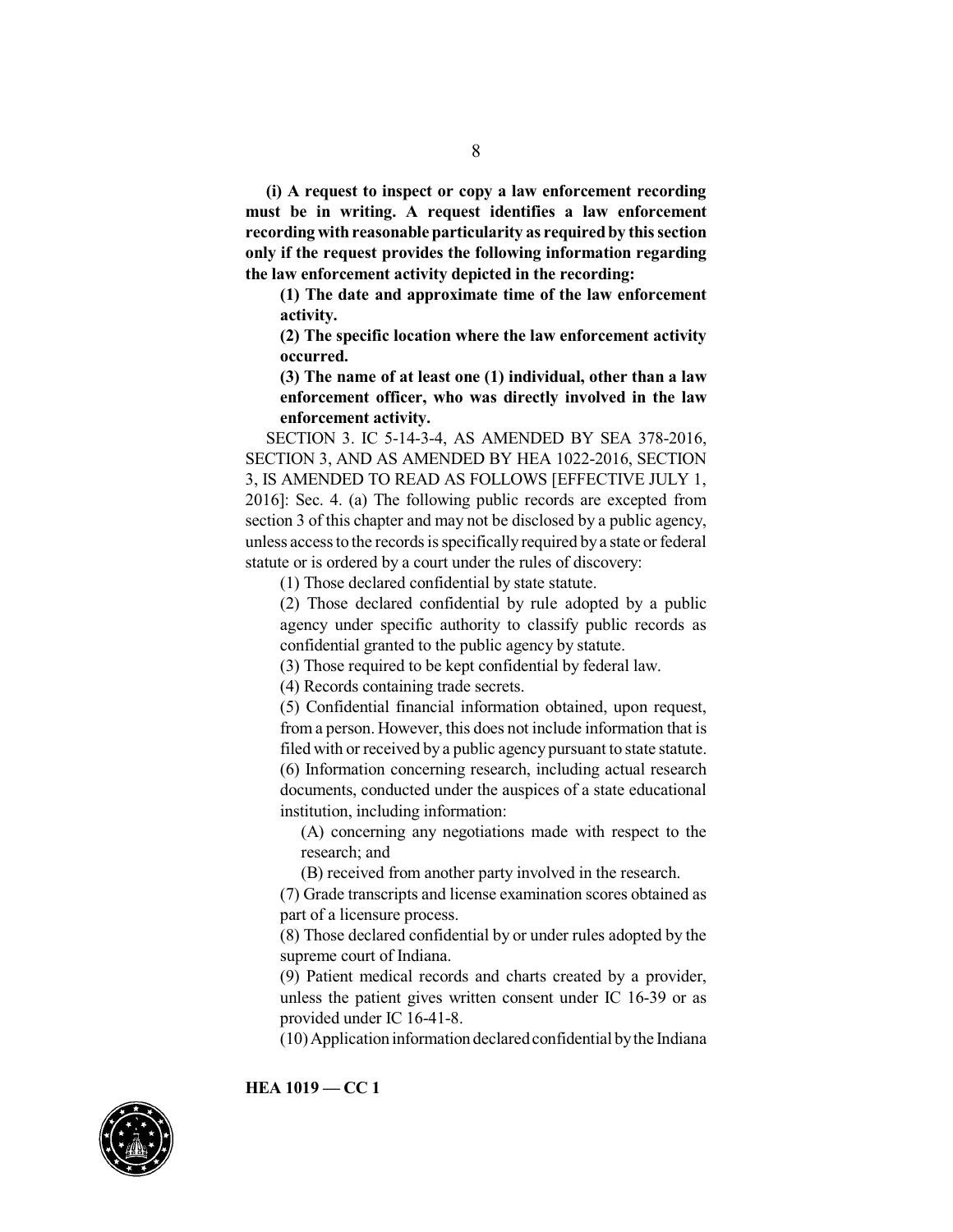**(i) A request to inspect or copy a law enforcement recording must be in writing. A request identifies a law enforcement recording with reasonable particularity as required by this section only if the request provides the following information regarding the law enforcement activity depicted in the recording:**

**(1) The date and approximate time of the law enforcement activity.**

**(2) The specific location where the law enforcement activity occurred.**

**(3) The name of at least one (1) individual, other than a law enforcement officer, who was directly involved in the law enforcement activity.**

SECTION 3. IC 5-14-3-4, AS AMENDED BY SEA 378-2016, SECTION 3, AND AS AMENDED BY HEA 1022-2016, SECTION 3, IS AMENDED TO READ AS FOLLOWS [EFFECTIVE JULY 1, 2016]: Sec. 4. (a) The following public records are excepted from section 3 of this chapter and may not be disclosed by a public agency, unless access to the records is specifically required by a state or federal statute or is ordered by a court under the rules of discovery:

(1) Those declared confidential by state statute.

(2) Those declared confidential by rule adopted by a public agency under specific authority to classify public records as confidential granted to the public agency by statute.

(3) Those required to be kept confidential by federal law.

(4) Records containing trade secrets.

(5) Confidential financial information obtained, upon request, from a person. However, this does not include information that is filed with or received by a public agency pursuant to state statute.

(6) Information concerning research, including actual research documents, conducted under the auspices of a state educational institution, including information:

(A) concerning any negotiations made with respect to the research; and

(B) received from another party involved in the research.

(7) Grade transcripts and license examination scores obtained as part of a licensure process.

(8) Those declared confidential by or under rules adopted by the supreme court of Indiana.

(9) Patient medical records and charts created by a provider, unless the patient gives written consent under IC 16-39 or as provided under IC 16-41-8.

(10) Application information declared confidential by the Indiana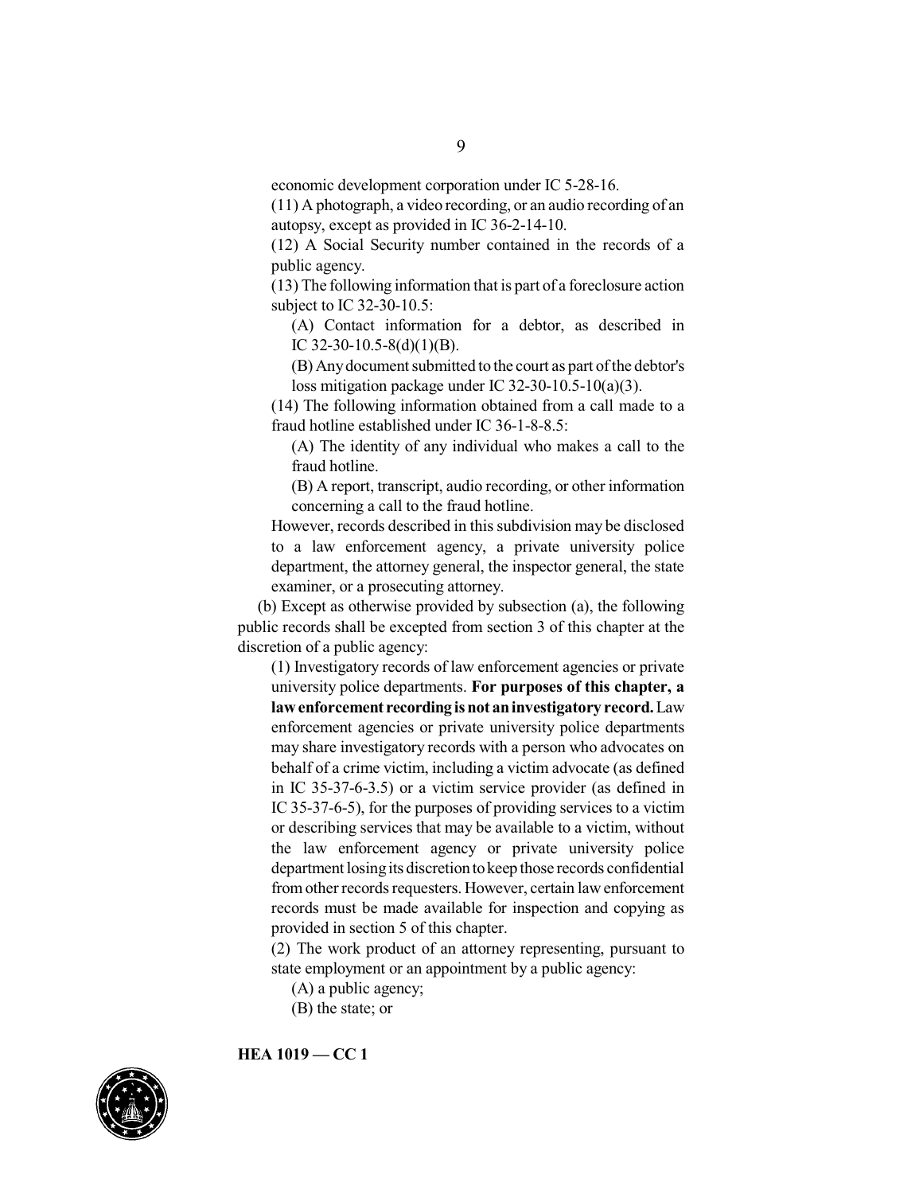economic development corporation under IC 5-28-16.

(11) A photograph, a video recording, or an audio recording of an autopsy, except as provided in IC 36-2-14-10.

(12) A Social Security number contained in the records of a public agency.

(13) The following information that is part of a foreclosure action subject to IC 32-30-10.5:

(A) Contact information for a debtor, as described in IC 32-30-10.5-8(d)(1)(B).

(B) Any document submitted to the court as part of the debtor's loss mitigation package under IC 32-30-10.5-10(a)(3).

(14) The following information obtained from a call made to a fraud hotline established under IC 36-1-8-8.5:

(A) The identity of any individual who makes a call to the fraud hotline.

(B) A report, transcript, audio recording, or other information concerning a call to the fraud hotline.

However, records described in this subdivision may be disclosed to a law enforcement agency, a private university police department, the attorney general, the inspector general, the state examiner, or a prosecuting attorney.

(b) Except as otherwise provided by subsection (a), the following public records shall be excepted from section 3 of this chapter at the discretion of a public agency:

(1) Investigatory records of law enforcement agencies or private university police departments. **For purposes of this chapter, a law enforcement recording is not an investigatory record.** Law enforcement agencies or private university police departments may share investigatory records with a person who advocates on behalf of a crime victim, including a victim advocate (as defined in IC 35-37-6-3.5) or a victim service provider (as defined in IC 35-37-6-5), for the purposes of providing services to a victim or describing services that may be available to a victim, without the law enforcement agency or private university police department losing its discretion to keep those records confidential from other records requesters. However, certain law enforcement records must be made available for inspection and copying as provided in section 5 of this chapter.

(2) The work product of an attorney representing, pursuant to state employment or an appointment by a public agency:

(A) a public agency;

(B) the state; or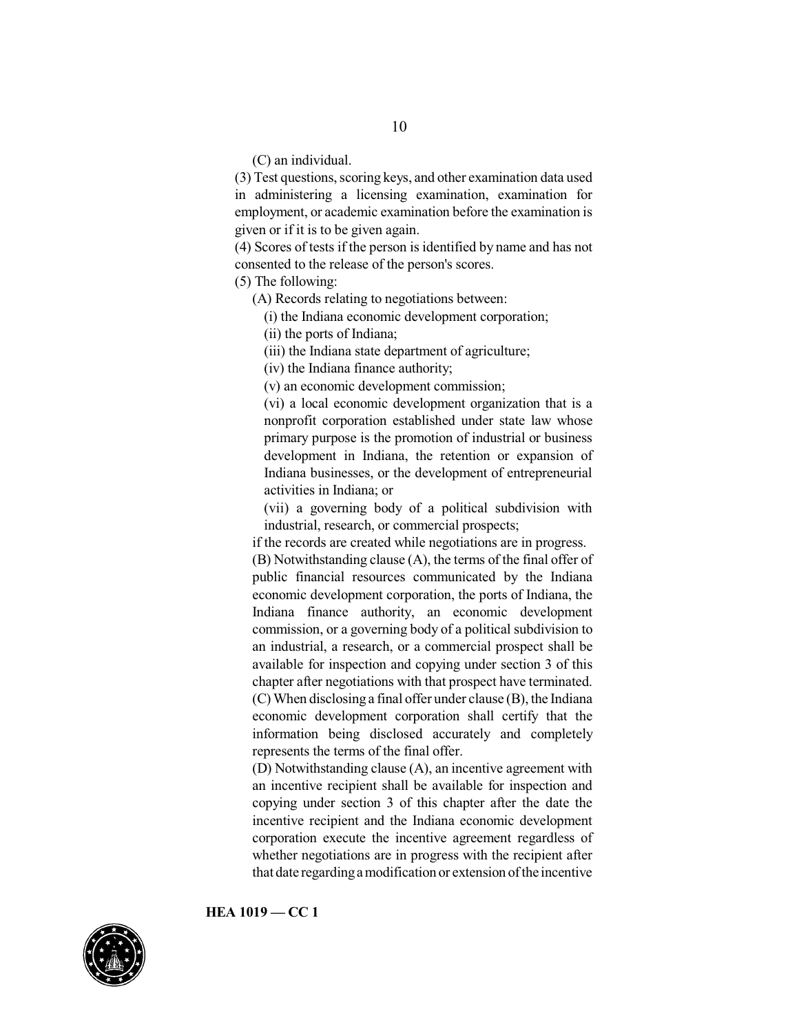(C) an individual.

(3) Test questions, scoring keys, and other examination data used in administering a licensing examination, examination for employment, or academic examination before the examination is given or if it is to be given again.

(4) Scores of tests if the person is identified by name and has not consented to the release of the person's scores.

(5) The following:

(A) Records relating to negotiations between:

(i) the Indiana economic development corporation;

(ii) the ports of Indiana;

(iii) the Indiana state department of agriculture;

(iv) the Indiana finance authority;

(v) an economic development commission;

(vi) a local economic development organization that is a nonprofit corporation established under state law whose primary purpose is the promotion of industrial or business development in Indiana, the retention or expansion of Indiana businesses, or the development of entrepreneurial activities in Indiana; or

(vii) a governing body of a political subdivision with industrial, research, or commercial prospects;

if the records are created while negotiations are in progress.

(B) Notwithstanding clause (A), the terms of the final offer of public financial resources communicated by the Indiana economic development corporation, the ports of Indiana, the Indiana finance authority, an economic development commission, or a governing body of a political subdivision to an industrial, a research, or a commercial prospect shall be available for inspection and copying under section 3 of this chapter after negotiations with that prospect have terminated.

(C) When disclosing a final offer under clause (B), the Indiana economic development corporation shall certify that the information being disclosed accurately and completely represents the terms of the final offer.

(D) Notwithstanding clause (A), an incentive agreement with an incentive recipient shall be available for inspection and copying under section 3 of this chapter after the date the incentive recipient and the Indiana economic development corporation execute the incentive agreement regardless of whether negotiations are in progress with the recipient after that date regarding a modification or extension of the incentive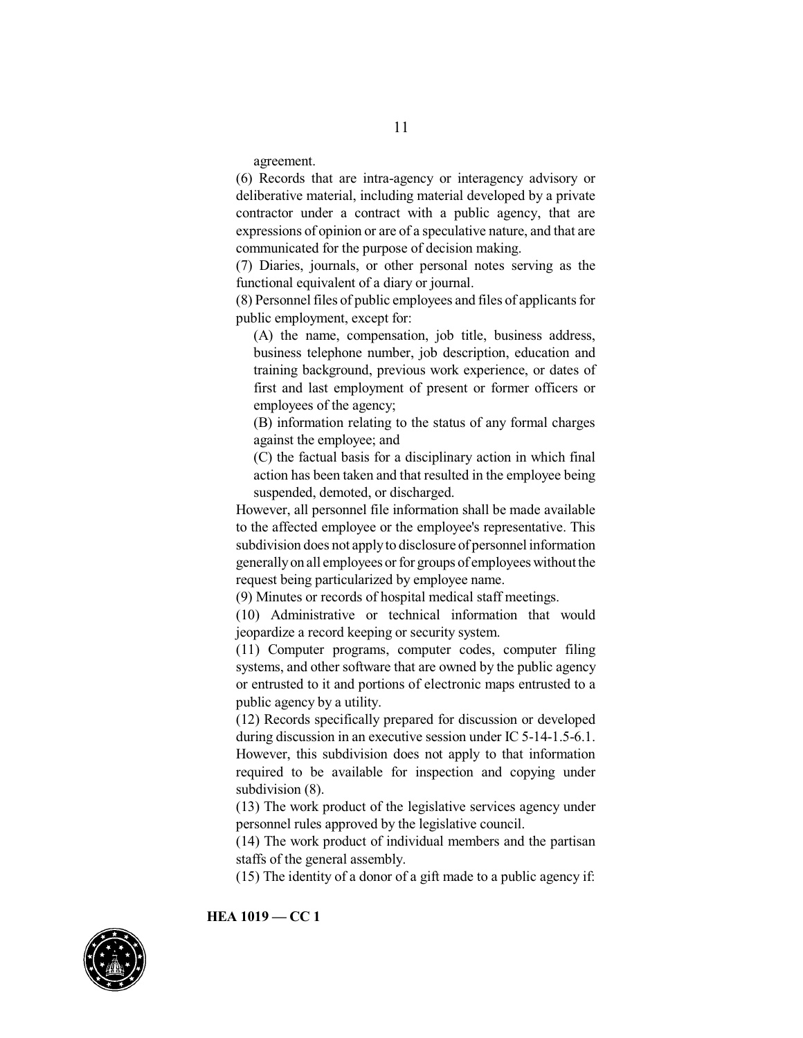agreement.

(6) Records that are intra-agency or interagency advisory or deliberative material, including material developed by a private contractor under a contract with a public agency, that are expressions of opinion or are of a speculative nature, and that are communicated for the purpose of decision making.

(7) Diaries, journals, or other personal notes serving as the functional equivalent of a diary or journal.

(8) Personnel files of public employees and files of applicants for public employment, except for:

(A) the name, compensation, job title, business address, business telephone number, job description, education and training background, previous work experience, or dates of first and last employment of present or former officers or employees of the agency;

(B) information relating to the status of any formal charges against the employee; and

(C) the factual basis for a disciplinary action in which final action has been taken and that resulted in the employee being suspended, demoted, or discharged.

However, all personnel file information shall be made available to the affected employee or the employee's representative. This subdivision does not apply to disclosure of personnel information generally on all employees or for groups of employees without the request being particularized by employee name.

(9) Minutes or records of hospital medical staff meetings.

(10) Administrative or technical information that would jeopardize a record keeping or security system.

(11) Computer programs, computer codes, computer filing systems, and other software that are owned by the public agency or entrusted to it and portions of electronic maps entrusted to a public agency by a utility.

(12) Records specifically prepared for discussion or developed during discussion in an executive session under IC 5-14-1.5-6.1. However, this subdivision does not apply to that information required to be available for inspection and copying under subdivision (8).

(13) The work product of the legislative services agency under personnel rules approved by the legislative council.

(14) The work product of individual members and the partisan staffs of the general assembly.

(15) The identity of a donor of a gift made to a public agency if: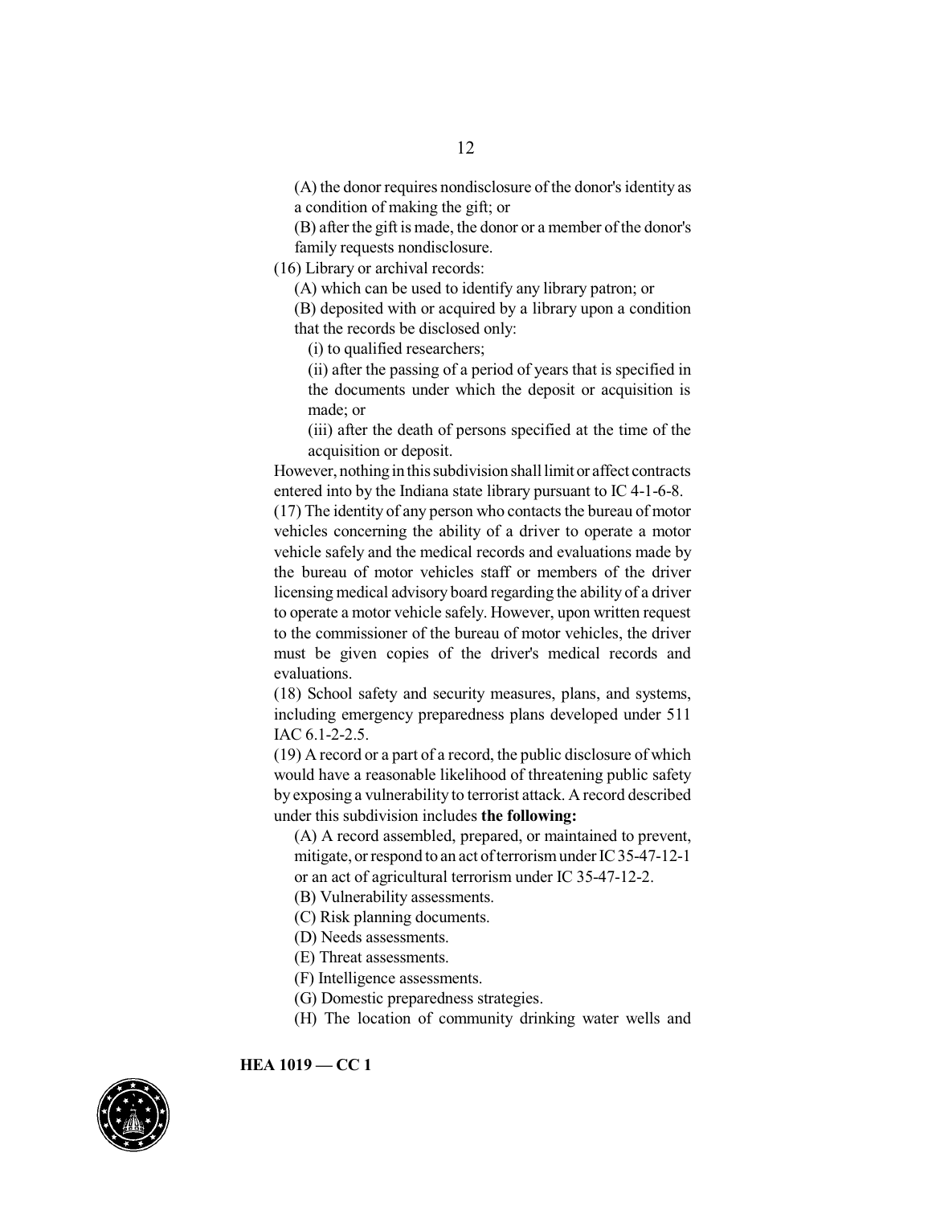(A) the donor requires nondisclosure of the donor's identity as a condition of making the gift; or

(B) after the gift is made, the donor or a member of the donor's family requests nondisclosure.

(16) Library or archival records:

(A) which can be used to identify any library patron; or

(B) deposited with or acquired by a library upon a condition that the records be disclosed only:

(i) to qualified researchers;

(ii) after the passing of a period of years that is specified in the documents under which the deposit or acquisition is made; or

(iii) after the death of persons specified at the time of the acquisition or deposit.

However, nothing in this subdivision shall limit or affect contracts entered into by the Indiana state library pursuant to IC 4-1-6-8.

(17) The identity of any person who contacts the bureau of motor vehicles concerning the ability of a driver to operate a motor vehicle safely and the medical records and evaluations made by the bureau of motor vehicles staff or members of the driver licensing medical advisory board regarding the ability of a driver to operate a motor vehicle safely. However, upon written request to the commissioner of the bureau of motor vehicles, the driver must be given copies of the driver's medical records and evaluations.

(18) School safety and security measures, plans, and systems, including emergency preparedness plans developed under 511 IAC 6.1-2-2.5.

(19) A record or a part of a record, the public disclosure of which would have a reasonable likelihood of threatening public safety by exposing a vulnerability to terrorist attack. A record described under this subdivision includes **the following:**

(A) A record assembled, prepared, or maintained to prevent, mitigate, or respond to an act of terrorism under IC 35-47-12-1 or an act of agricultural terrorism under IC 35-47-12-2.

(B) Vulnerability assessments.

(C) Risk planning documents.

(D) Needs assessments.

(E) Threat assessments.

(F) Intelligence assessments.

(G) Domestic preparedness strategies.

(H) The location of community drinking water wells and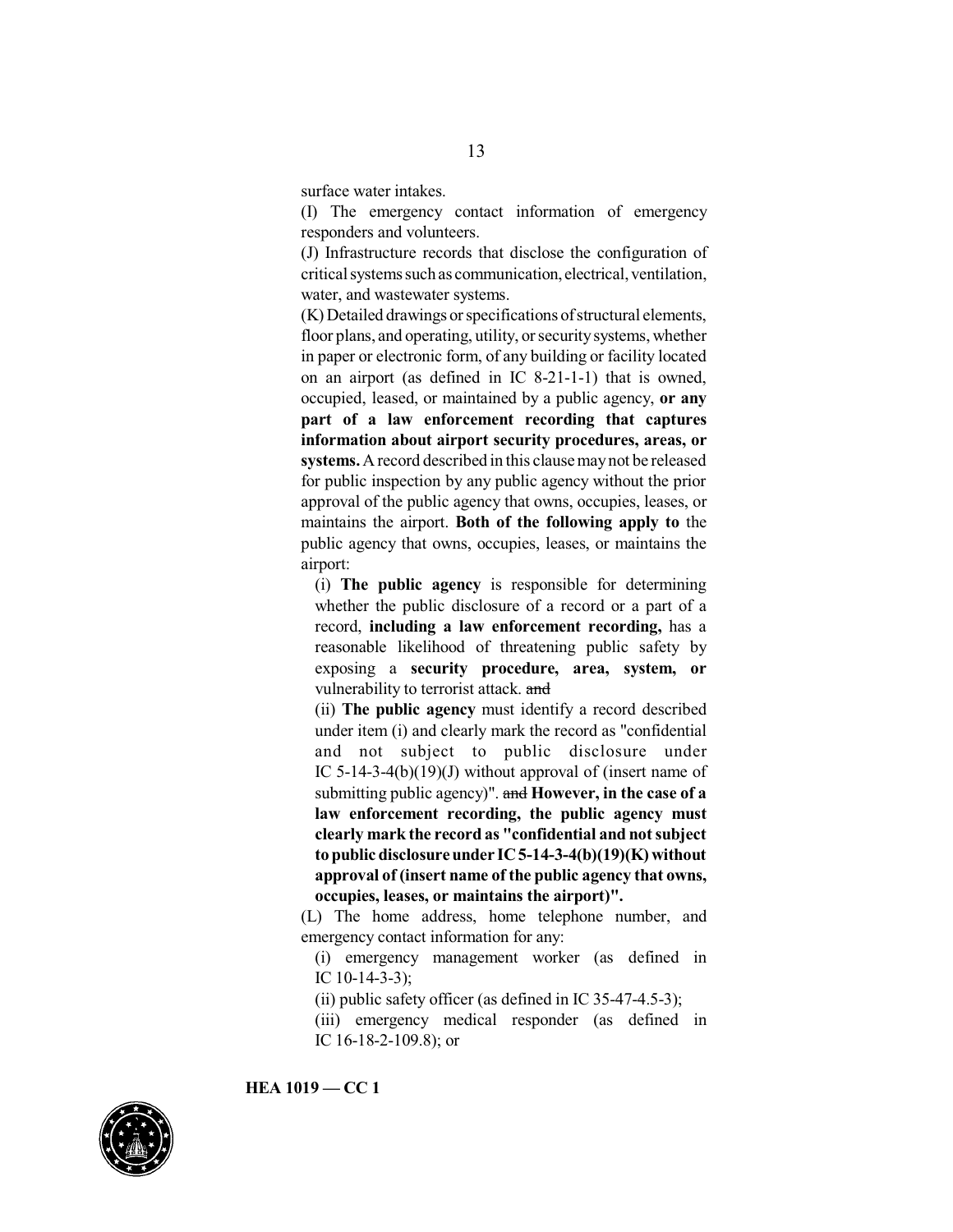surface water intakes.

(I) The emergency contact information of emergency responders and volunteers.

(J) Infrastructure records that disclose the configuration of critical systems such as communication, electrical, ventilation, water, and wastewater systems.

(K) Detailed drawings or specifications of structural elements, floor plans, and operating, utility, or security systems, whether in paper or electronic form, of any building or facility located on an airport (as defined in IC 8-21-1-1) that is owned, occupied, leased, or maintained by a public agency, **or any part of a law enforcement recording that captures information about airport security procedures, areas, or systems.** A record described in this clause may not be released for public inspection by any public agency without the prior approval of the public agency that owns, occupies, leases, or maintains the airport. **Both of the following apply to** the public agency that owns, occupies, leases, or maintains the airport:

(i) **The public agency** is responsible for determining whether the public disclosure of a record or a part of a record, **including a law enforcement recording,** has a reasonable likelihood of threatening public safety by exposing a **security procedure, area, system, or** vulnerability to terrorist attack. ~~and~~

(ii) **The public agency** must identify a record described under item (i) and clearly mark the record as "confidential and not subject to public disclosure under IC 5-14-3-4(b)(19)(J) without approval of (insert name of submitting public agency)". ~~and~~ **However, in the case of a law enforcement recording, the public agency must clearly mark the record as "confidential and not subject to public disclosure under IC 5-14-3-4(b)(19)(K) without approval of (insert name of the public agency that owns, occupies, leases, or maintains the airport)".**

(L) The home address, home telephone number, and emergency contact information for any:

(i) emergency management worker (as defined in IC 10-14-3-3);

(ii) public safety officer (as defined in IC 35-47-4.5-3);

(iii) emergency medical responder (as defined in IC 16-18-2-109.8); or

HEA 1019 — CC 1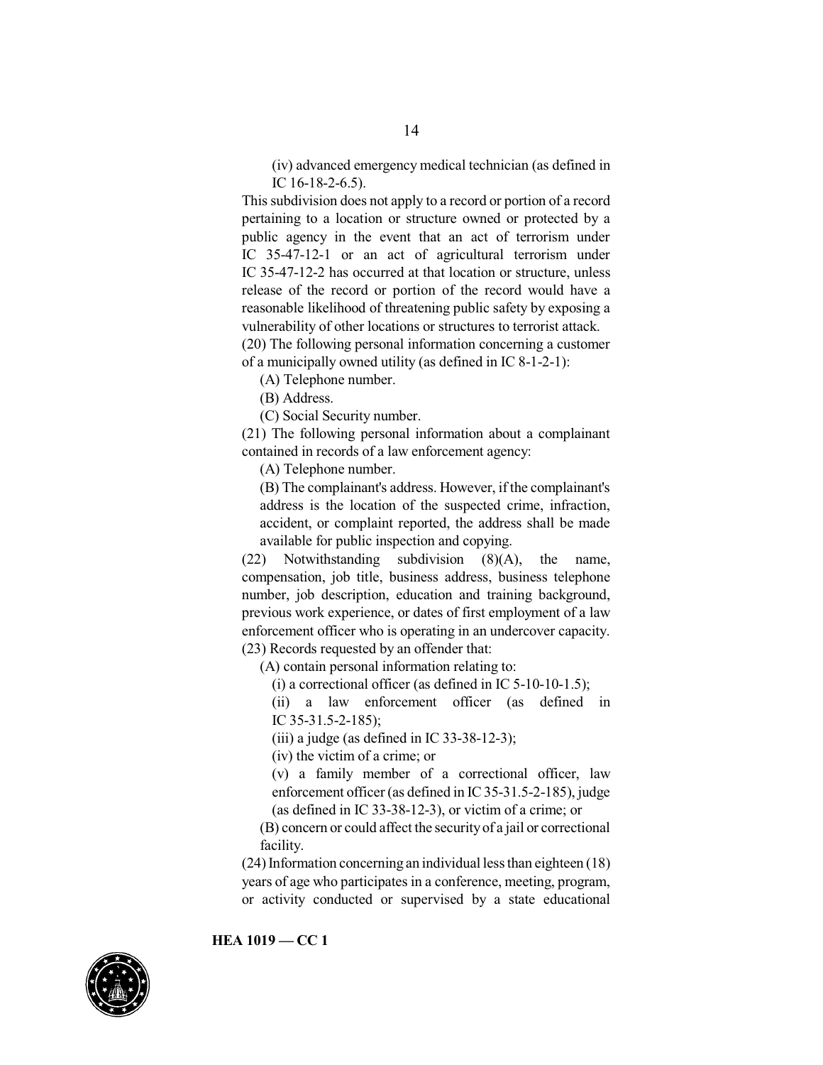(iv) advanced emergency medical technician (as defined in IC 16-18-2-6.5).

This subdivision does not apply to a record or portion of a record pertaining to a location or structure owned or protected by a public agency in the event that an act of terrorism under IC 35-47-12-1 or an act of agricultural terrorism under IC 35-47-12-2 has occurred at that location or structure, unless release of the record or portion of the record would have a reasonable likelihood of threatening public safety by exposing a vulnerability of other locations or structures to terrorist attack.

(20) The following personal information concerning a customer of a municipally owned utility (as defined in IC 8-1-2-1):

(A) Telephone number.

(B) Address.

(C) Social Security number.

(21) The following personal information about a complainant contained in records of a law enforcement agency:

(A) Telephone number.

(B) The complainant's address. However, if the complainant's address is the location of the suspected crime, infraction, accident, or complaint reported, the address shall be made available for public inspection and copying.

(22) Notwithstanding subdivision (8)(A), the name, compensation, job title, business address, business telephone number, job description, education and training background, previous work experience, or dates of first employment of a law enforcement officer who is operating in an undercover capacity.

(23) Records requested by an offender that:

(A) contain personal information relating to:

(i) a correctional officer (as defined in IC 5-10-10-1.5);

(ii) a law enforcement officer (as defined in IC 35-31.5-2-185);

(iii) a judge (as defined in IC 33-38-12-3);

(iv) the victim of a crime; or

(v) a family member of a correctional officer, law enforcement officer (as defined in IC 35-31.5-2-185), judge (as defined in IC 33-38-12-3), or victim of a crime; or

(B) concern or could affect the security of a jail or correctional facility.

(24) Information concerning an individual less than eighteen (18) years of age who participates in a conference, meeting, program, or activity conducted or supervised by a state educational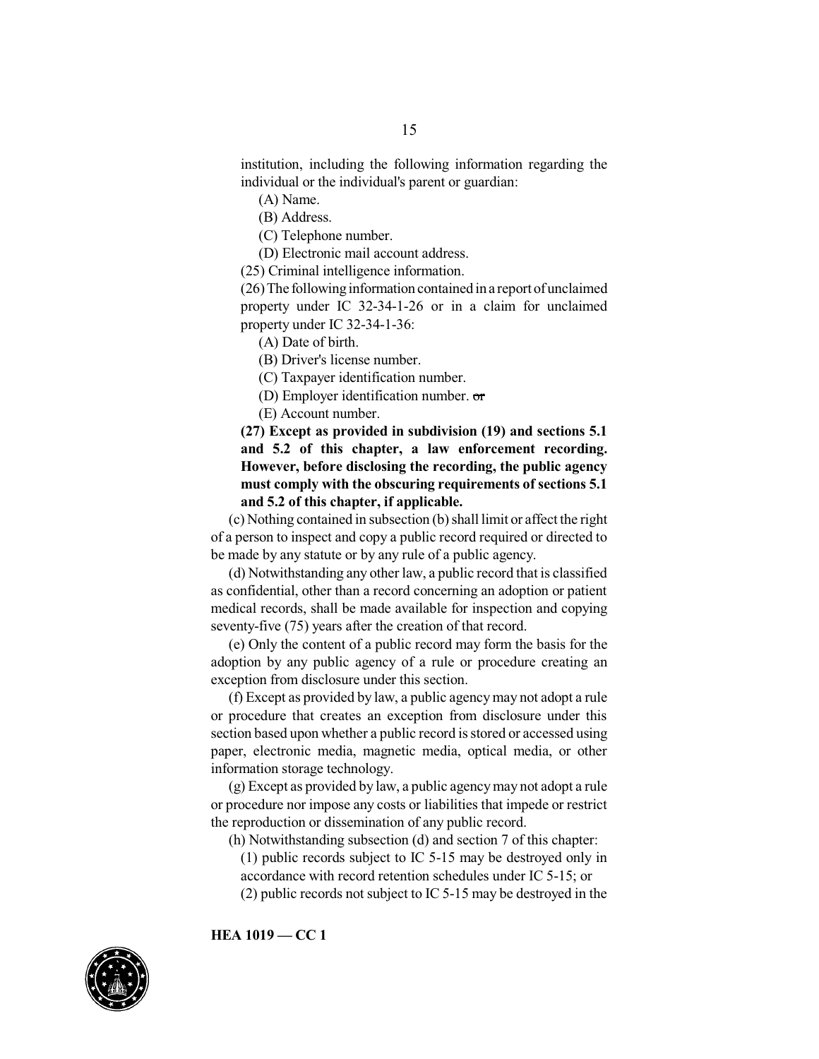institution, including the following information regarding the individual or the individual's parent or guardian:

(A) Name.

(B) Address.

(C) Telephone number.

(D) Electronic mail account address.

(25) Criminal intelligence information.

(26) The following information contained in a report of unclaimed property under IC 32-34-1-26 or in a claim for unclaimed property under IC 32-34-1-36:

(A) Date of birth.

(B) Driver's license number.

(C) Taxpayer identification number.

(D) Employer identification number. ~~or~~

(E) Account number.

**(27) Except as provided in subdivision (19) and sections 5.1 and 5.2 of this chapter, a law enforcement recording. However, before disclosing the recording, the public agency must comply with the obscuring requirements of sections 5.1 and 5.2 of this chapter, if applicable.**

(c) Nothing contained in subsection (b) shall limit or affect the right of a person to inspect and copy a public record required or directed to be made by any statute or by any rule of a public agency.

(d) Notwithstanding any other law, a public record that is classified as confidential, other than a record concerning an adoption or patient medical records, shall be made available for inspection and copying seventy-five (75) years after the creation of that record.

(e) Only the content of a public record may form the basis for the adoption by any public agency of a rule or procedure creating an exception from disclosure under this section.

(f) Except as provided by law, a public agency may not adopt a rule or procedure that creates an exception from disclosure under this section based upon whether a public record is stored or accessed using paper, electronic media, magnetic media, optical media, or other information storage technology.

(g) Except as provided by law, a public agency may not adopt a rule or procedure nor impose any costs or liabilities that impede or restrict the reproduction or dissemination of any public record.

(h) Notwithstanding subsection (d) and section 7 of this chapter:

(1) public records subject to IC 5-15 may be destroyed only in accordance with record retention schedules under IC 5-15; or

(2) public records not subject to IC 5-15 may be destroyed in the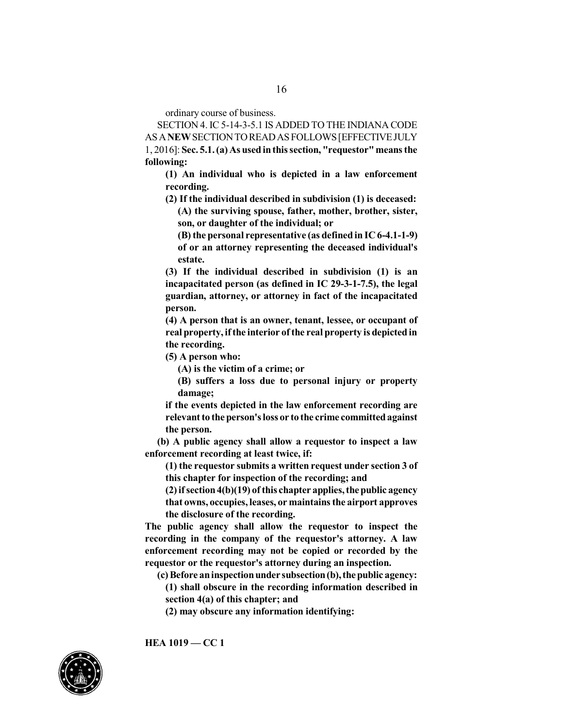ordinary course of business.

SECTION 4. IC 5-14-3-5.1 IS ADDED TO THE INDIANA CODE AS A **NEW** SECTION TO READ AS FOLLOWS [EFFECTIVE JULY 1, 2016]: **Sec. 5.1. (a) As used in this section, "requestor" means the following:**

**(1) An individual who is depicted in a law enforcement recording.**

**(2) If the individual described in subdivision (1) is deceased:**

**(A) the surviving spouse, father, mother, brother, sister, son, or daughter of the individual; or**

**(B) the personal representative (as defined in IC 6-4.1-1-9) of or an attorney representing the deceased individual's estate.**

**(3) If the individual described in subdivision (1) is an incapacitated person (as defined in IC 29-3-1-7.5), the legal guardian, attorney, or attorney in fact of the incapacitated person.**

**(4) A person that is an owner, tenant, lessee, or occupant of real property, if the interior of the real property is depicted in the recording.**

**(5) A person who:**

**(A) is the victim of a crime; or**

**(B) suffers a loss due to personal injury or property damage;**

**if the events depicted in the law enforcement recording are relevant to the person's loss or to the crime committed against the person.**

**(b) A public agency shall allow a requestor to inspect a law enforcement recording at least twice, if:**

**(1) the requestor submits a written request under section 3 of this chapter for inspection of the recording; and**

**(2) if section 4(b)(19) of this chapter applies, the public agency that owns, occupies, leases, or maintains the airport approves the disclosure of the recording.**

**The public agency shall allow the requestor to inspect the recording in the company of the requestor's attorney. A law enforcement recording may not be copied or recorded by the requestor or the requestor's attorney during an inspection.**

**(c) Before an inspection under subsection (b), the public agency:**

**(1) shall obscure in the recording information described in section 4(a) of this chapter; and**

**(2) may obscure any information identifying:**

HEA 1019 — CC 1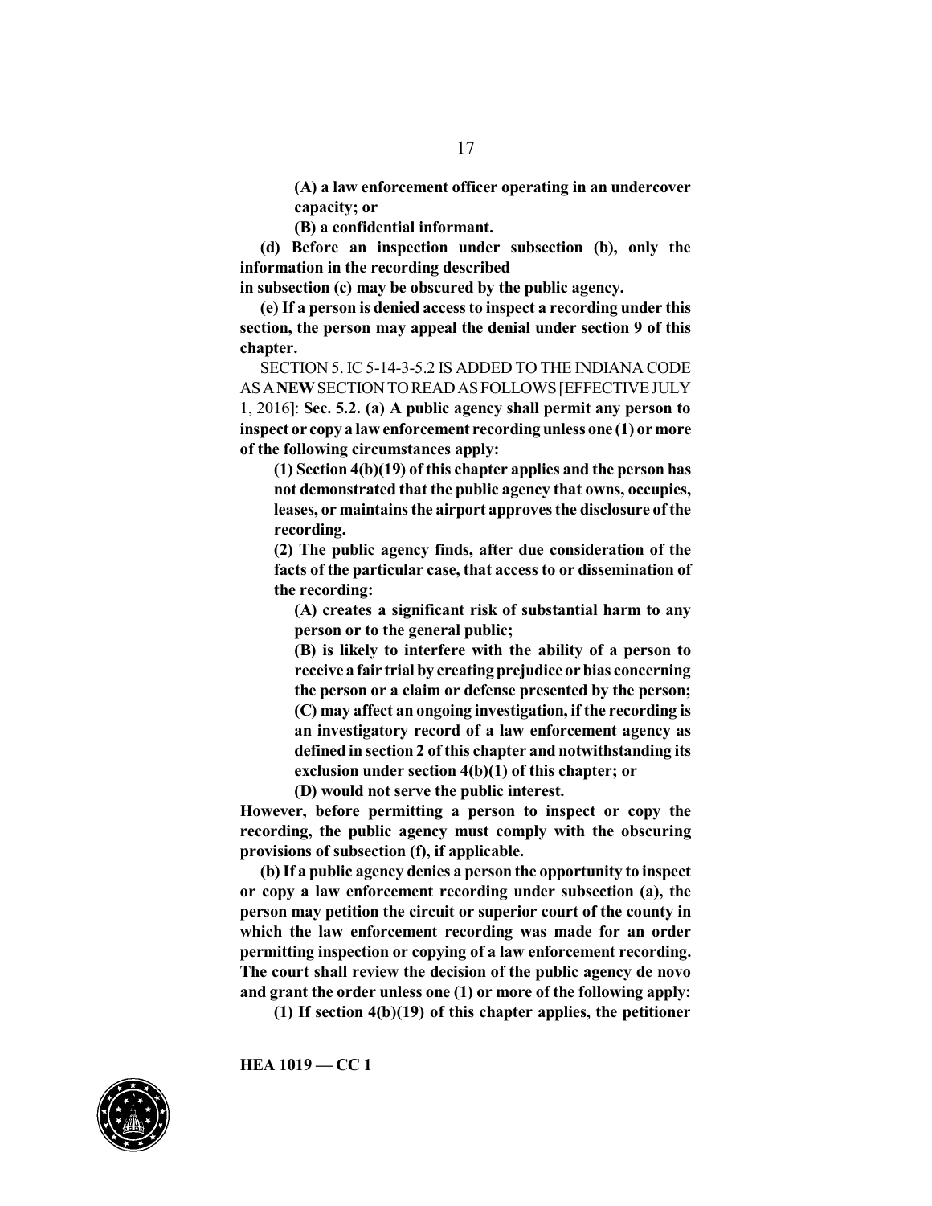**(A) a law enforcement officer operating in an undercover capacity; or**

**(B) a confidential informant.**

**(d) Before an inspection under subsection (b), only the information in the recording described in subsection (c) may be obscured by the public agency.**

**(e) If a person is denied access to inspect a recording under this section, the person may appeal the denial under section 9 of this chapter.**

SECTION 5. IC 5-14-3-5.2 IS ADDED TO THE INDIANA CODE AS A **NEW** SECTION TO READ AS FOLLOWS [EFFECTIVE JULY 1, 2016]: **Sec. 5.2. (a) A public agency shall permit any person to inspect or copy a law enforcement recording unless one (1) or more of the following circumstances apply:**

**(1) Section 4(b)(19) of this chapter applies and the person has not demonstrated that the public agency that owns, occupies, leases, or maintains the airport approves the disclosure of the recording.**

**(2) The public agency finds, after due consideration of the facts of the particular case, that access to or dissemination of the recording:**

**(A) creates a significant risk of substantial harm to any person or to the general public;**

**(B) is likely to interfere with the ability of a person to receive a fair trial by creating prejudice or bias concerning the person or a claim or defense presented by the person;**

**(C) may affect an ongoing investigation, if the recording is an investigatory record of a law enforcement agency as defined in section 2 of this chapter and notwithstanding its exclusion under section 4(b)(1) of this chapter; or**

**(D) would not serve the public interest.**

**However, before permitting a person to inspect or copy the recording, the public agency must comply with the obscuring provisions of subsection (f), if applicable.**

**(b) If a public agency denies a person the opportunity to inspect or copy a law enforcement recording under subsection (a), the person may petition the circuit or superior court of the county in which the law enforcement recording was made for an order permitting inspection or copying of a law enforcement recording. The court shall review the decision of the public agency de novo and grant the order unless one (1) or more of the following apply:**

**(1) If section 4(b)(19) of this chapter applies, the petitioner**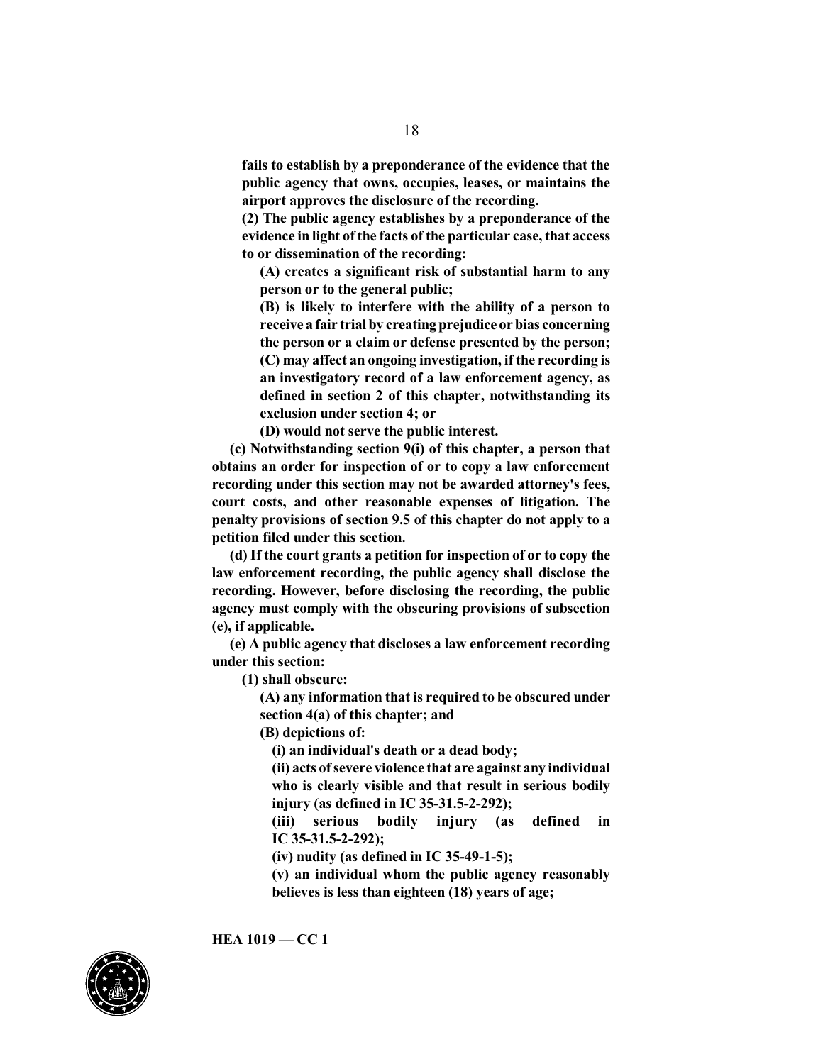**fails to establish by a preponderance of the evidence that the public agency that owns, occupies, leases, or maintains the airport approves the disclosure of the recording.**

**(2) The public agency establishes by a preponderance of the evidence in light of the facts of the particular case, that access to or dissemination of the recording:**

**(A) creates a significant risk of substantial harm to any person or to the general public;**

**(B) is likely to interfere with the ability of a person to receive a fair trial by creating prejudice or bias concerning the person or a claim or defense presented by the person;**

**(C) may affect an ongoing investigation, if the recording is an investigatory record of a law enforcement agency, as defined in section 2 of this chapter, notwithstanding its exclusion under section 4; or**

**(D) would not serve the public interest.**

**(c) Notwithstanding section 9(i) of this chapter, a person that obtains an order for inspection of or to copy a law enforcement recording under this section may not be awarded attorney's fees, court costs, and other reasonable expenses of litigation. The penalty provisions of section 9.5 of this chapter do not apply to a petition filed under this section.**

**(d) If the court grants a petition for inspection of or to copy the law enforcement recording, the public agency shall disclose the recording. However, before disclosing the recording, the public agency must comply with the obscuring provisions of subsection (e), if applicable.**

**(e) A public agency that discloses a law enforcement recording under this section:**

**(1) shall obscure:**

**(A) any information that is required to be obscured under section 4(a) of this chapter; and**

**(B) depictions of:**

**(i) an individual's death or a dead body;**

**(ii) acts of severe violence that are against any individual who is clearly visible and that result in serious bodily injury (as defined in IC 35-31.5-2-292);**

**(iii) serious bodily injury (as defined in IC 35-31.5-2-292);**

**(iv) nudity (as defined in IC 35-49-1-5);**

**(v) an individual whom the public agency reasonably believes is less than eighteen (18) years of age;**

HEA 1019 — CC 1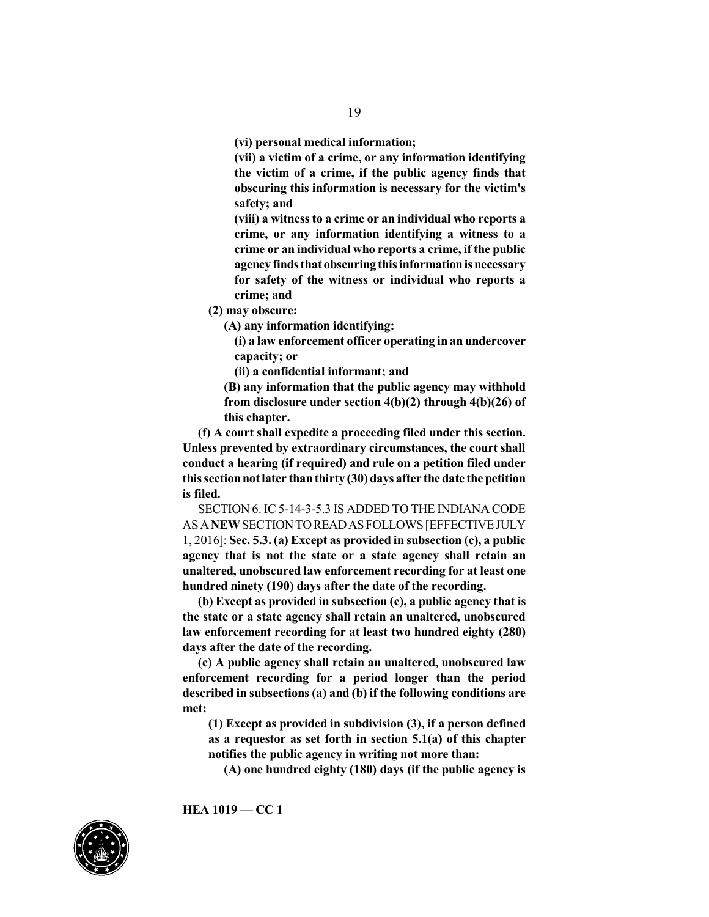**(vi) personal medical information;**

**(vii) a victim of a crime, or any information identifying the victim of a crime, if the public agency finds that obscuring this information is necessary for the victim's safety; and**

**(viii) a witness to a crime or an individual who reports a crime, or any information identifying a witness to a crime or an individual who reports a crime, if the public agency finds that obscuring this information is necessary for safety of the witness or individual who reports a crime; and**

**(2) may obscure:**

**(A) any information identifying:**

**(i) a law enforcement officer operating in an undercover capacity; or**

**(ii) a confidential informant; and**

**(B) any information that the public agency may withhold from disclosure under section 4(b)(2) through 4(b)(26) of this chapter.**

**(f) A court shall expedite a proceeding filed under this section. Unless prevented by extraordinary circumstances, the court shall conduct a hearing (if required) and rule on a petition filed under this section not later than thirty (30) days after the date the petition is filed.**

SECTION 6. IC 5-14-3-5.3 IS ADDED TO THE INDIANA CODE AS A **NEW** SECTION TO READ AS FOLLOWS [EFFECTIVE JULY 1, 2016]: **Sec. 5.3. (a) Except as provided in subsection (c), a public agency that is not the state or a state agency shall retain an unaltered, unobscured law enforcement recording for at least one hundred ninety (190) days after the date of the recording.**

**(b) Except as provided in subsection (c), a public agency that is the state or a state agency shall retain an unaltered, unobscured law enforcement recording for at least two hundred eighty (280) days after the date of the recording.**

**(c) A public agency shall retain an unaltered, unobscured law enforcement recording for a period longer than the period described in subsections (a) and (b) if the following conditions are met:**

**(1) Except as provided in subdivision (3), if a person defined as a requestor as set forth in section 5.1(a) of this chapter notifies the public agency in writing not more than:**

**(A) one hundred eighty (180) days (if the public agency is**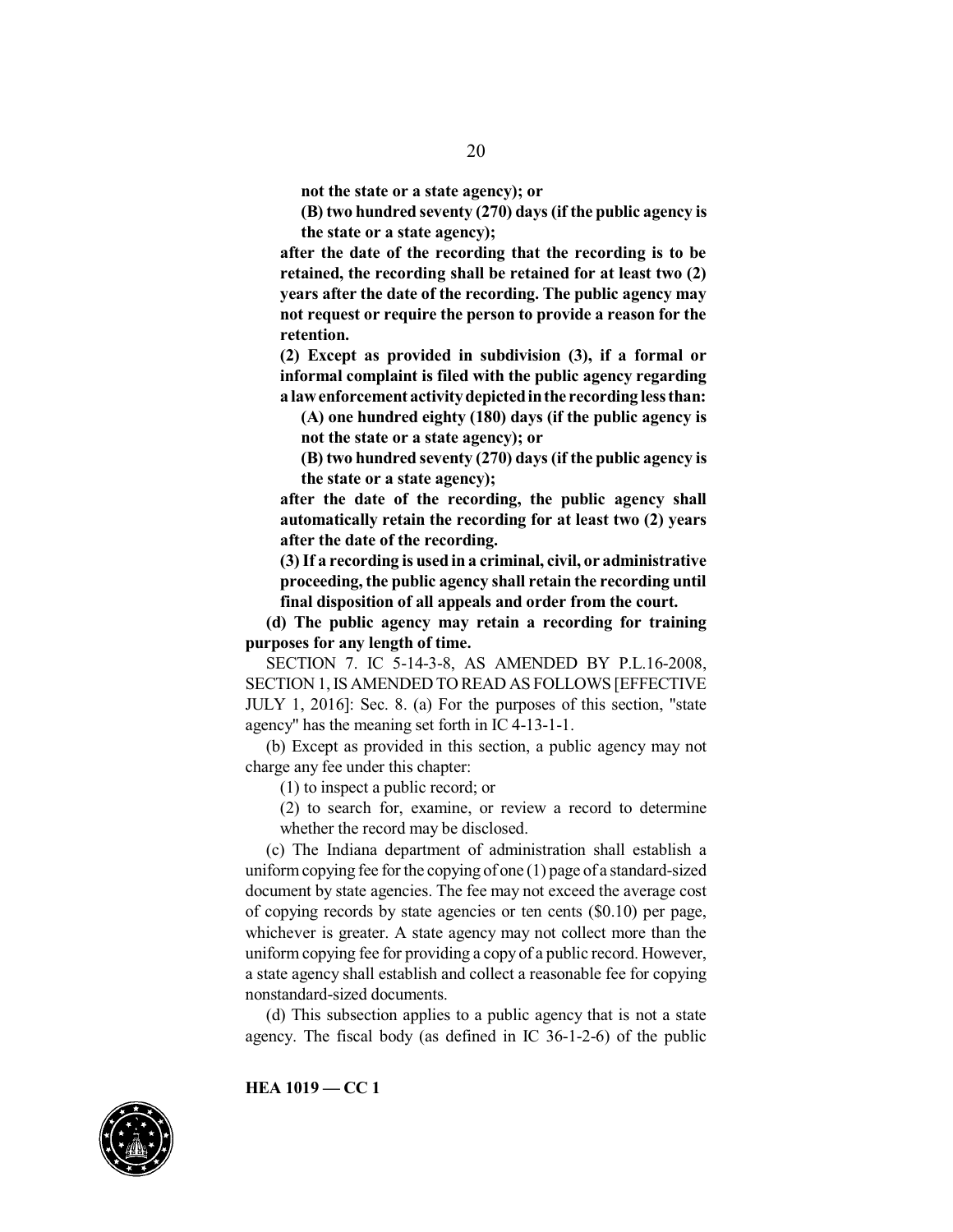**not the state or a state agency); or**

**(B) two hundred seventy (270) days (if the public agency is the state or a state agency);**

**after the date of the recording that the recording is to be retained, the recording shall be retained for at least two (2) years after the date of the recording. The public agency may not request or require the person to provide a reason for the retention.**

**(2) Except as provided in subdivision (3), if a formal or informal complaint is filed with the public agency regarding a law enforcement activity depicted in the recording less than:**

**(A) one hundred eighty (180) days (if the public agency is not the state or a state agency); or**

**(B) two hundred seventy (270) days (if the public agency is the state or a state agency);**

**after the date of the recording, the public agency shall automatically retain the recording for at least two (2) years after the date of the recording.**

**(3) If a recording is used in a criminal, civil, or administrative proceeding, the public agency shall retain the recording until final disposition of all appeals and order from the court.**

**(d) The public agency may retain a recording for training purposes for any length of time.**

SECTION 7. IC 5-14-3-8, AS AMENDED BY P.L.16-2008, SECTION 1, IS AMENDED TO READ AS FOLLOWS [EFFECTIVE JULY 1, 2016]: Sec. 8. (a) For the purposes of this section, "state agency" has the meaning set forth in IC 4-13-1-1.

(b) Except as provided in this section, a public agency may not charge any fee under this chapter:

(1) to inspect a public record; or

(2) to search for, examine, or review a record to determine whether the record may be disclosed.

(c) The Indiana department of administration shall establish a uniform copying fee for the copying of one (1) page of a standard-sized document by state agencies. The fee may not exceed the average cost of copying records by state agencies or ten cents ($0.10) per page, whichever is greater. A state agency may not collect more than the uniform copying fee for providing a copy of a public record. However, a state agency shall establish and collect a reasonable fee for copying nonstandard-sized documents.

(d) This subsection applies to a public agency that is not a state agency. The fiscal body (as defined in IC 36-1-2-6) of the public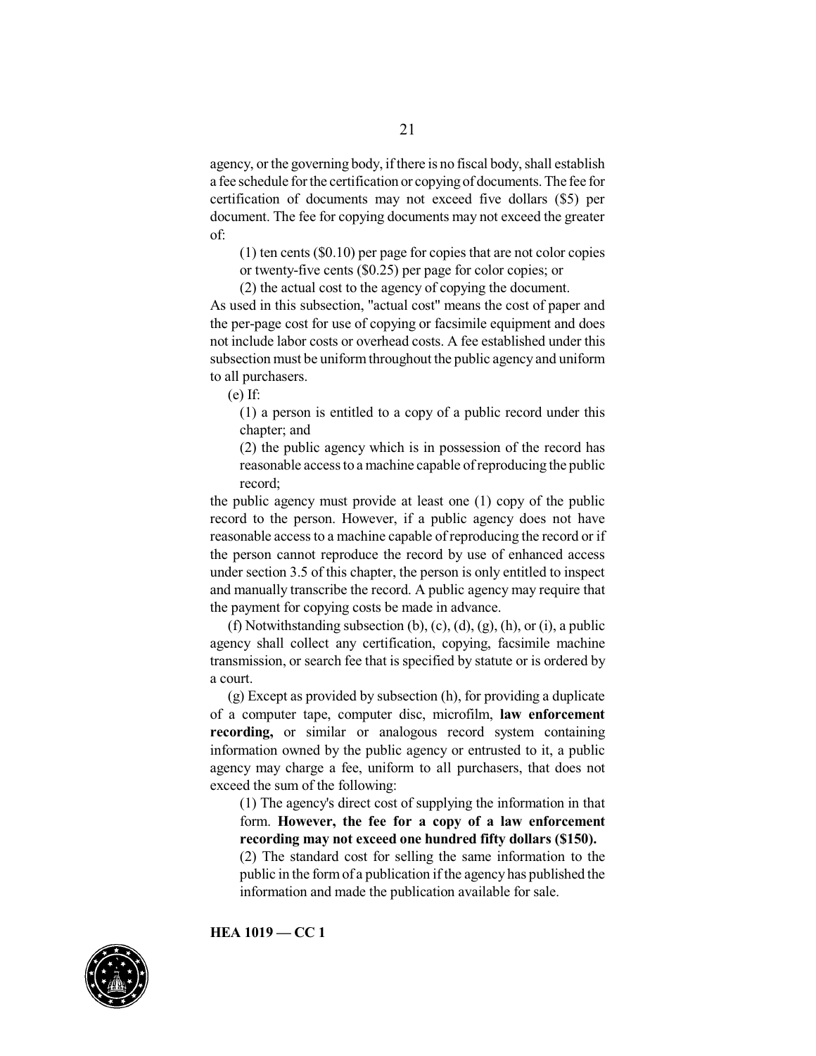agency, or the governing body, if there is no fiscal body, shall establish a fee schedule for the certification or copying of documents. The fee for certification of documents may not exceed five dollars ($5) per document. The fee for copying documents may not exceed the greater of:

(1) ten cents ($0.10) per page for copies that are not color copies or twenty-five cents ($0.25) per page for color copies; or

(2) the actual cost to the agency of copying the document.

As used in this subsection, "actual cost" means the cost of paper and the per-page cost for use of copying or facsimile equipment and does not include labor costs or overhead costs. A fee established under this subsection must be uniform throughout the public agency and uniform to all purchasers.

(e) If:

(1) a person is entitled to a copy of a public record under this chapter; and

(2) the public agency which is in possession of the record has reasonable access to a machine capable of reproducing the public record;

the public agency must provide at least one (1) copy of the public record to the person. However, if a public agency does not have reasonable access to a machine capable of reproducing the record or if the person cannot reproduce the record by use of enhanced access under section 3.5 of this chapter, the person is only entitled to inspect and manually transcribe the record. A public agency may require that the payment for copying costs be made in advance.

(f) Notwithstanding subsection (b), (c), (d), (g), (h), or (i), a public agency shall collect any certification, copying, facsimile machine transmission, or search fee that is specified by statute or is ordered by a court.

(g) Except as provided by subsection (h), for providing a duplicate of a computer tape, computer disc, microfilm, **law enforcement recording,** or similar or analogous record system containing information owned by the public agency or entrusted to it, a public agency may charge a fee, uniform to all purchasers, that does not exceed the sum of the following:

(1) The agency's direct cost of supplying the information in that form. **However, the fee for a copy of a law enforcement recording may not exceed one hundred fifty dollars ($150).**

(2) The standard cost for selling the same information to the public in the form of a publication if the agency has published the information and made the publication available for sale.

**HEA 1019 — CC 1**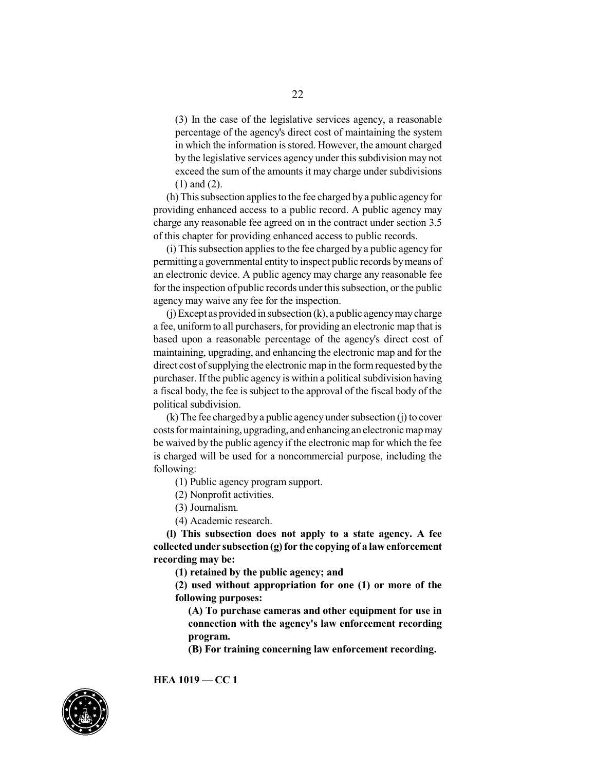(3) In the case of the legislative services agency, a reasonable percentage of the agency's direct cost of maintaining the system in which the information is stored. However, the amount charged by the legislative services agency under this subdivision may not exceed the sum of the amounts it may charge under subdivisions (1) and (2).

(h) This subsection applies to the fee charged by a public agency for providing enhanced access to a public record. A public agency may charge any reasonable fee agreed on in the contract under section 3.5 of this chapter for providing enhanced access to public records.

(i) This subsection applies to the fee charged by a public agency for permitting a governmental entity to inspect public records by means of an electronic device. A public agency may charge any reasonable fee for the inspection of public records under this subsection, or the public agency may waive any fee for the inspection.

(j) Except as provided in subsection (k), a public agency may charge a fee, uniform to all purchasers, for providing an electronic map that is based upon a reasonable percentage of the agency's direct cost of maintaining, upgrading, and enhancing the electronic map and for the direct cost of supplying the electronic map in the form requested by the purchaser. If the public agency is within a political subdivision having a fiscal body, the fee is subject to the approval of the fiscal body of the political subdivision.

(k) The fee charged by a public agency under subsection (j) to cover costs for maintaining, upgrading, and enhancing an electronic map may be waived by the public agency if the electronic map for which the fee is charged will be used for a noncommercial purpose, including the following:

(1) Public agency program support.

(2) Nonprofit activities.

(3) Journalism.

(4) Academic research.

**(l) This subsection does not apply to a state agency. A fee collected under subsection (g) for the copying of a law enforcement recording may be:**

**(1) retained by the public agency; and**

**(2) used without appropriation for one (1) or more of the following purposes:**

**(A) To purchase cameras and other equipment for use in connection with the agency's law enforcement recording program.**

**(B) For training concerning law enforcement recording.**

**HEA 1019 — CC 1**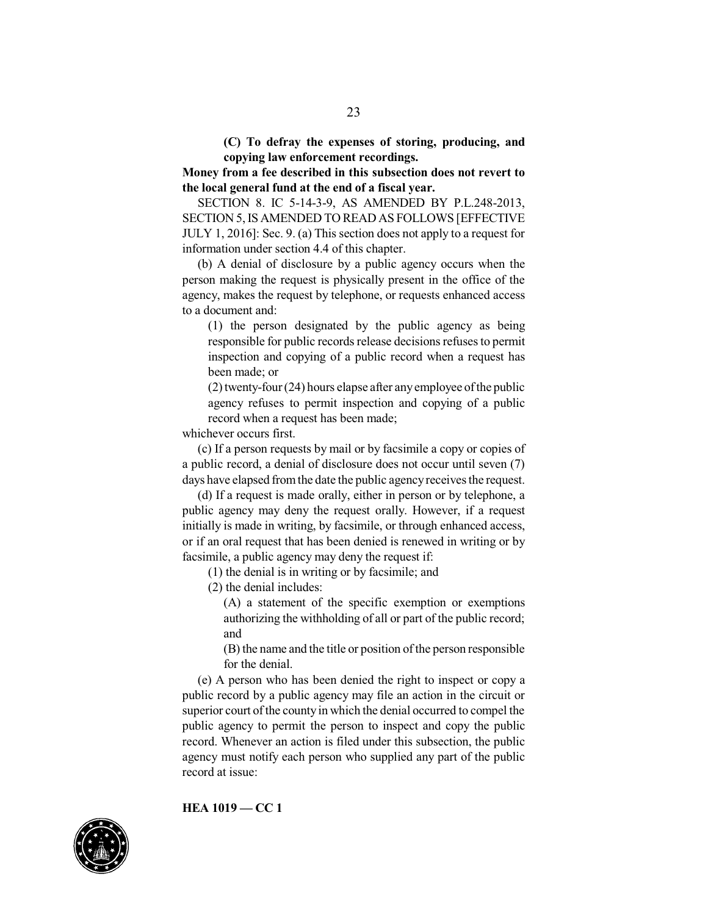**(C) To defray the expenses of storing, producing, and copying law enforcement recordings.**

**Money from a fee described in this subsection does not revert to the local general fund at the end of a fiscal year.**

SECTION 8. IC 5-14-3-9, AS AMENDED BY P.L.248-2013, SECTION 5, IS AMENDED TO READ AS FOLLOWS [EFFECTIVE JULY 1, 2016]: Sec. 9. (a) This section does not apply to a request for information under section 4.4 of this chapter.

(b) A denial of disclosure by a public agency occurs when the person making the request is physically present in the office of the agency, makes the request by telephone, or requests enhanced access to a document and:

(1) the person designated by the public agency as being responsible for public records release decisions refuses to permit inspection and copying of a public record when a request has been made; or

(2) twenty-four (24) hours elapse after any employee of the public agency refuses to permit inspection and copying of a public record when a request has been made;

whichever occurs first.

(c) If a person requests by mail or by facsimile a copy or copies of a public record, a denial of disclosure does not occur until seven (7) days have elapsed from the date the public agency receives the request.

(d) If a request is made orally, either in person or by telephone, a public agency may deny the request orally. However, if a request initially is made in writing, by facsimile, or through enhanced access, or if an oral request that has been denied is renewed in writing or by facsimile, a public agency may deny the request if:

(1) the denial is in writing or by facsimile; and

(2) the denial includes:

(A) a statement of the specific exemption or exemptions authorizing the withholding of all or part of the public record; and

(B) the name and the title or position of the person responsible for the denial.

(e) A person who has been denied the right to inspect or copy a public record by a public agency may file an action in the circuit or superior court of the county in which the denial occurred to compel the public agency to permit the person to inspect and copy the public record. Whenever an action is filed under this subsection, the public agency must notify each person who supplied any part of the public record at issue: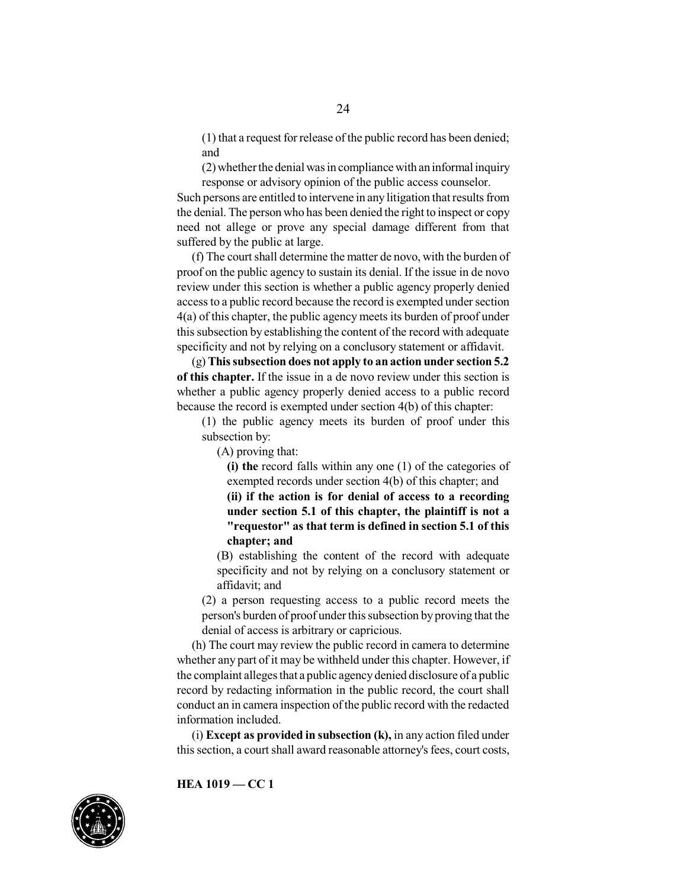(1) that a request for release of the public record has been denied; and

(2) whether the denial was in compliance with an informal inquiry response or advisory opinion of the public access counselor.

Such persons are entitled to intervene in any litigation that results from the denial. The person who has been denied the right to inspect or copy need not allege or prove any special damage different from that suffered by the public at large.

(f) The court shall determine the matter de novo, with the burden of proof on the public agency to sustain its denial. If the issue in de novo review under this section is whether a public agency properly denied access to a public record because the record is exempted under section 4(a) of this chapter, the public agency meets its burden of proof under this subsection by establishing the content of the record with adequate specificity and not by relying on a conclusory statement or affidavit.

(g) **This subsection does not apply to an action under section 5.2 of this chapter.** If the issue in a de novo review under this section is whether a public agency properly denied access to a public record because the record is exempted under section 4(b) of this chapter:

(1) the public agency meets its burden of proof under this subsection by:

(A) proving that:

**(i) the** record falls within any one (1) of the categories of exempted records under section 4(b) of this chapter; and

**(ii) if the action is for denial of access to a recording under section 5.1 of this chapter, the plaintiff is not a "requestor" as that term is defined in section 5.1 of this chapter; and**

(B) establishing the content of the record with adequate specificity and not by relying on a conclusory statement or affidavit; and

(2) a person requesting access to a public record meets the person's burden of proof under this subsection by proving that the denial of access is arbitrary or capricious.

(h) The court may review the public record in camera to determine whether any part of it may be withheld under this chapter. However, if the complaint alleges that a public agency denied disclosure of a public record by redacting information in the public record, the court shall conduct an in camera inspection of the public record with the redacted information included.

(i) **Except as provided in subsection (k),** in any action filed under this section, a court shall award reasonable attorney's fees, court costs,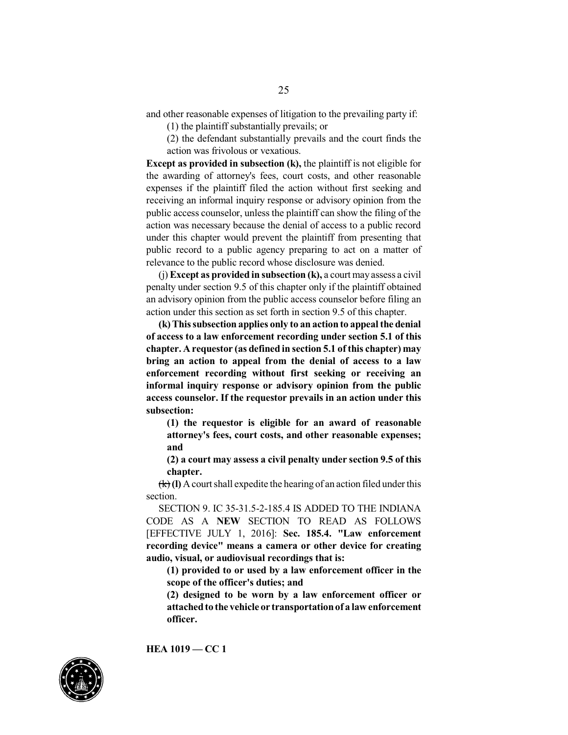and other reasonable expenses of litigation to the prevailing party if:

(1) the plaintiff substantially prevails; or

(2) the defendant substantially prevails and the court finds the action was frivolous or vexatious.

**Except as provided in subsection (k),** the plaintiff is not eligible for the awarding of attorney's fees, court costs, and other reasonable expenses if the plaintiff filed the action without first seeking and receiving an informal inquiry response or advisory opinion from the public access counselor, unless the plaintiff can show the filing of the action was necessary because the denial of access to a public record under this chapter would prevent the plaintiff from presenting that public record to a public agency preparing to act on a matter of relevance to the public record whose disclosure was denied.

(j) **Except as provided in subsection (k),** a court may assess a civil penalty under section 9.5 of this chapter only if the plaintiff obtained an advisory opinion from the public access counselor before filing an action under this section as set forth in section 9.5 of this chapter.

**(k) This subsection applies only to an action to appeal the denial of access to a law enforcement recording under section 5.1 of this chapter. A requestor (as defined in section 5.1 of this chapter) may bring an action to appeal from the denial of access to a law enforcement recording without first seeking or receiving an informal inquiry response or advisory opinion from the public access counselor. If the requestor prevails in an action under this subsection:**

**(1) the requestor is eligible for an award of reasonable attorney's fees, court costs, and other reasonable expenses; and**

**(2) a court may assess a civil penalty under section 9.5 of this chapter.**

~~(k)~~ **(l)** A court shall expedite the hearing of an action filed under this section.

SECTION 9. IC 35-31.5-2-185.4 IS ADDED TO THE INDIANA CODE AS A **NEW** SECTION TO READ AS FOLLOWS [EFFECTIVE JULY 1, 2016]: **Sec. 185.4. "Law enforcement recording device" means a camera or other device for creating audio, visual, or audiovisual recordings that is:**

**(1) provided to or used by a law enforcement officer in the scope of the officer's duties; and**

**(2) designed to be worn by a law enforcement officer or attached to the vehicle or transportation of a law enforcement officer.**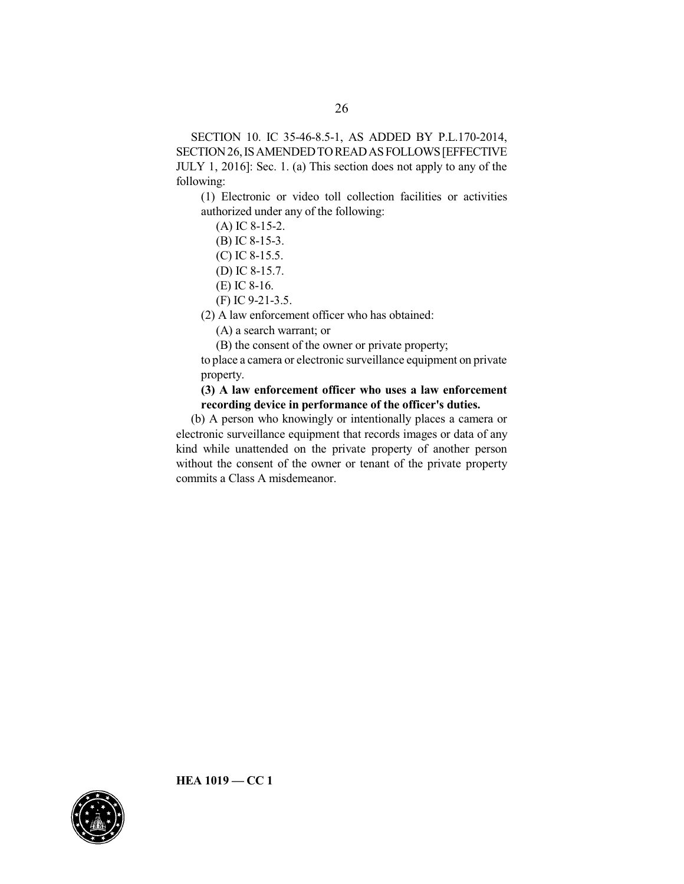SECTION 10. IC 35-46-8.5-1, AS ADDED BY P.L.170-2014, SECTION 26, IS AMENDED TO READ AS FOLLOWS [EFFECTIVE JULY 1, 2016]: Sec. 1. (a) This section does not apply to any of the following:

(1) Electronic or video toll collection facilities or activities authorized under any of the following:

(A) IC 8-15-2.

(B) IC 8-15-3.

(C) IC 8-15.5.

(D) IC 8-15.7.

(E) IC 8-16.

(F) IC 9-21-3.5.

(2) A law enforcement officer who has obtained:

(A) a search warrant; or

(B) the consent of the owner or private property;

to place a camera or electronic surveillance equipment on private property.

**(3) A law enforcement officer who uses a law enforcement recording device in performance of the officer's duties.**

(b) A person who knowingly or intentionally places a camera or electronic surveillance equipment that records images or data of any kind while unattended on the private property of another person without the consent of the owner or tenant of the private property commits a Class A misdemeanor.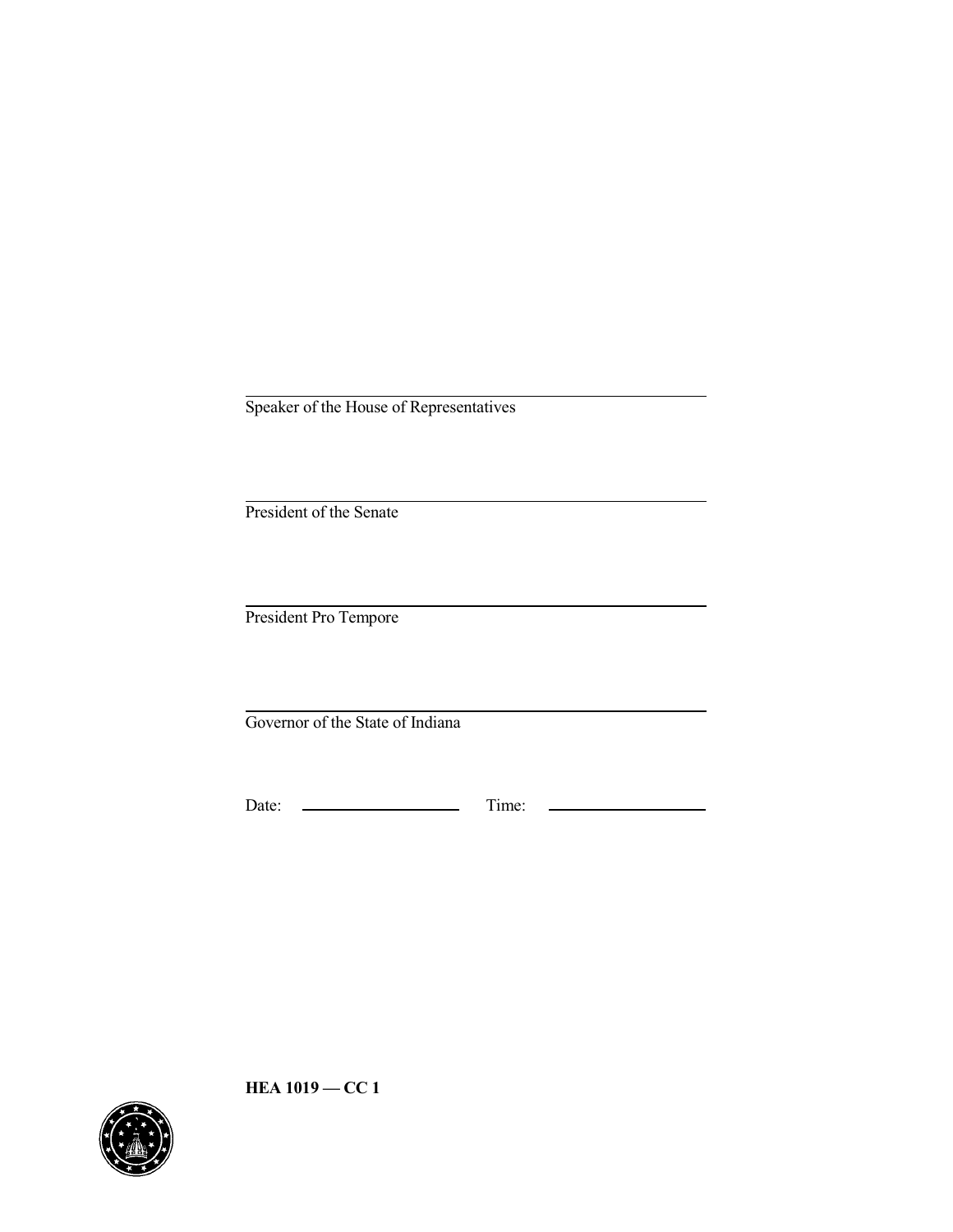\_\_\_\_\_\_\_\_\_\_\_\_\_\_\_\_\_\_\_\_\_\_\_\_\_\_\_\_\_\_\_\_\_\_\_\_\_\_\_\_\_\_\_\_\_\_

Speaker of the House of Representatives

\_\_\_\_\_\_\_\_\_\_\_\_\_\_\_\_\_\_\_\_\_\_\_\_\_\_\_\_\_\_\_\_\_\_\_\_\_\_\_\_\_\_\_\_\_\_

President of the Senate

\_\_\_\_\_\_\_\_\_\_\_\_\_\_\_\_\_\_\_\_\_\_\_\_\_\_\_\_\_\_\_\_\_\_\_\_\_\_\_\_\_\_\_\_\_\_

President Pro Tempore

\_\_\_\_\_\_\_\_\_\_\_\_\_\_\_\_\_\_\_\_\_\_\_\_\_\_\_\_\_\_\_\_\_\_\_\_\_\_\_\_\_\_\_\_\_\_

Governor of the State of Indiana

Date: \_\_\_\_\_\_\_\_\_\_\_\_\_\_\_\_ Time: \_\_\_\_\_\_\_\_\_\_\_\_\_\_\_\_

**HEA 1019 — CC 1**